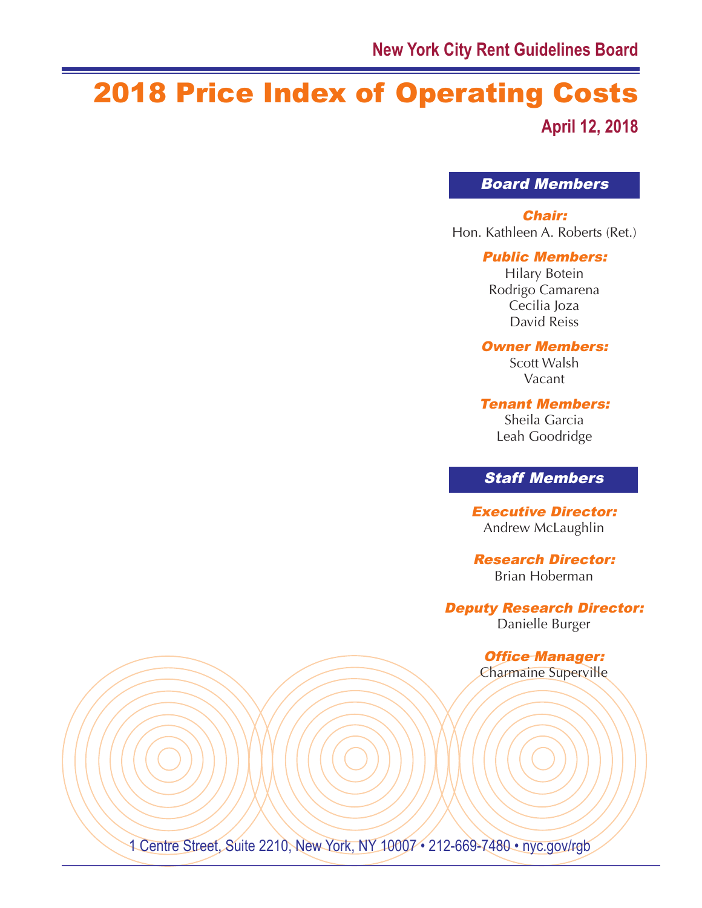New York City Rent Guidelines Board

# 2018 Price Index of Operating Costs

**April 12, 2018**

## Board Members

***Chair:***
Hon. Kathleen A. Roberts (Ret.)

***Public Members:***
Hilary Botein
Rodrigo Camarena
Cecilia Joza
David Reiss

***Owner Members:***
Scott Walsh
Vacant

***Tenant Members:***
Sheila Garcia
Leah Goodridge

## Staff Members

***Executive Director:***
Andrew McLaughlin

***Research Director:***
Brian Hoberman

***Deputy Research Director:***
Danielle Burger

***Office Manager:***
Charmaine Superville

1 Centre Street, Suite 2210, New York, NY 10007 • 212-669-7480 • nyc.gov/rgb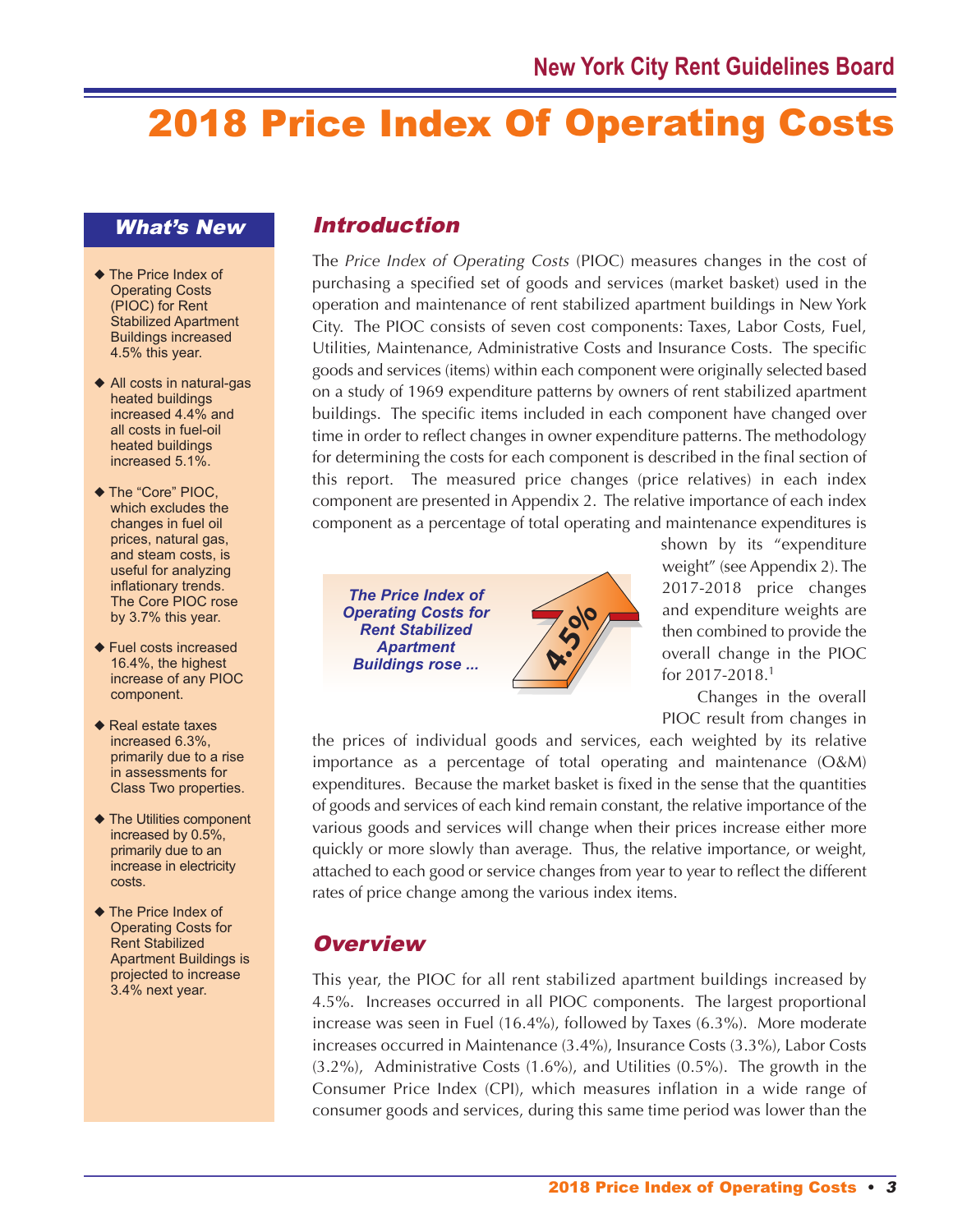# 2018 Price Index Of Operating Costs

## What's New

- The Price Index of Operating Costs (PIOC) for Rent Stabilized Apartment Buildings increased 4.5% this year.
- All costs in natural-gas heated buildings increased 4.4% and all costs in fuel-oil heated buildings increased 5.1%.
- The "Core" PIOC, which excludes the changes in fuel oil prices, natural gas, and steam costs, is useful for analyzing inflationary trends. The Core PIOC rose by 3.7% this year.
- Fuel costs increased 16.4%, the highest increase of any PIOC component.
- Real estate taxes increased 6.3%, primarily due to a rise in assessments for Class Two properties.
- The Utilities component increased by 0.5%, primarily due to an increase in electricity costs.
- The Price Index of Operating Costs for Rent Stabilized Apartment Buildings is projected to increase 3.4% next year.

## Introduction

The *Price Index of Operating Costs* (PIOC) measures changes in the cost of purchasing a specified set of goods and services (market basket) used in the operation and maintenance of rent stabilized apartment buildings in New York City. The PIOC consists of seven cost components: Taxes, Labor Costs, Fuel, Utilities, Maintenance, Administrative Costs and Insurance Costs. The specific goods and services (items) within each component were originally selected based on a study of 1969 expenditure patterns by owners of rent stabilized apartment buildings. The specific items included in each component have changed over time in order to reflect changes in owner expenditure patterns. The methodology for determining the costs for each component is described in the final section of this report. The measured price changes (price relatives) in each index component are presented in Appendix 2. The relative importance of each index component as a percentage of total operating and maintenance expenditures is shown by its "expenditure weight" (see Appendix 2). The 2017-2018 price changes and expenditure weights are then combined to provide the overall change in the PIOC for 2017-2018.[1]

*The Price Index of Operating Costs for Rent Stabilized Apartment Buildings rose ...* **4.5%**

Changes in the overall PIOC result from changes in the prices of individual goods and services, each weighted by its relative importance as a percentage of total operating and maintenance (O&M) expenditures. Because the market basket is fixed in the sense that the quantities of goods and services of each kind remain constant, the relative importance of the various goods and services will change when their prices increase either more quickly or more slowly than average. Thus, the relative importance, or weight, attached to each good or service changes from year to year to reflect the different rates of price change among the various index items.

## Overview

This year, the PIOC for all rent stabilized apartment buildings increased by 4.5%. Increases occurred in all PIOC components. The largest proportional increase was seen in Fuel (16.4%), followed by Taxes (6.3%). More moderate increases occurred in Maintenance (3.4%), Insurance Costs (3.3%), Labor Costs (3.2%), Administrative Costs (1.6%), and Utilities (0.5%). The growth in the Consumer Price Index (CPI), which measures inflation in a wide range of consumer goods and services, during this same time period was lower than the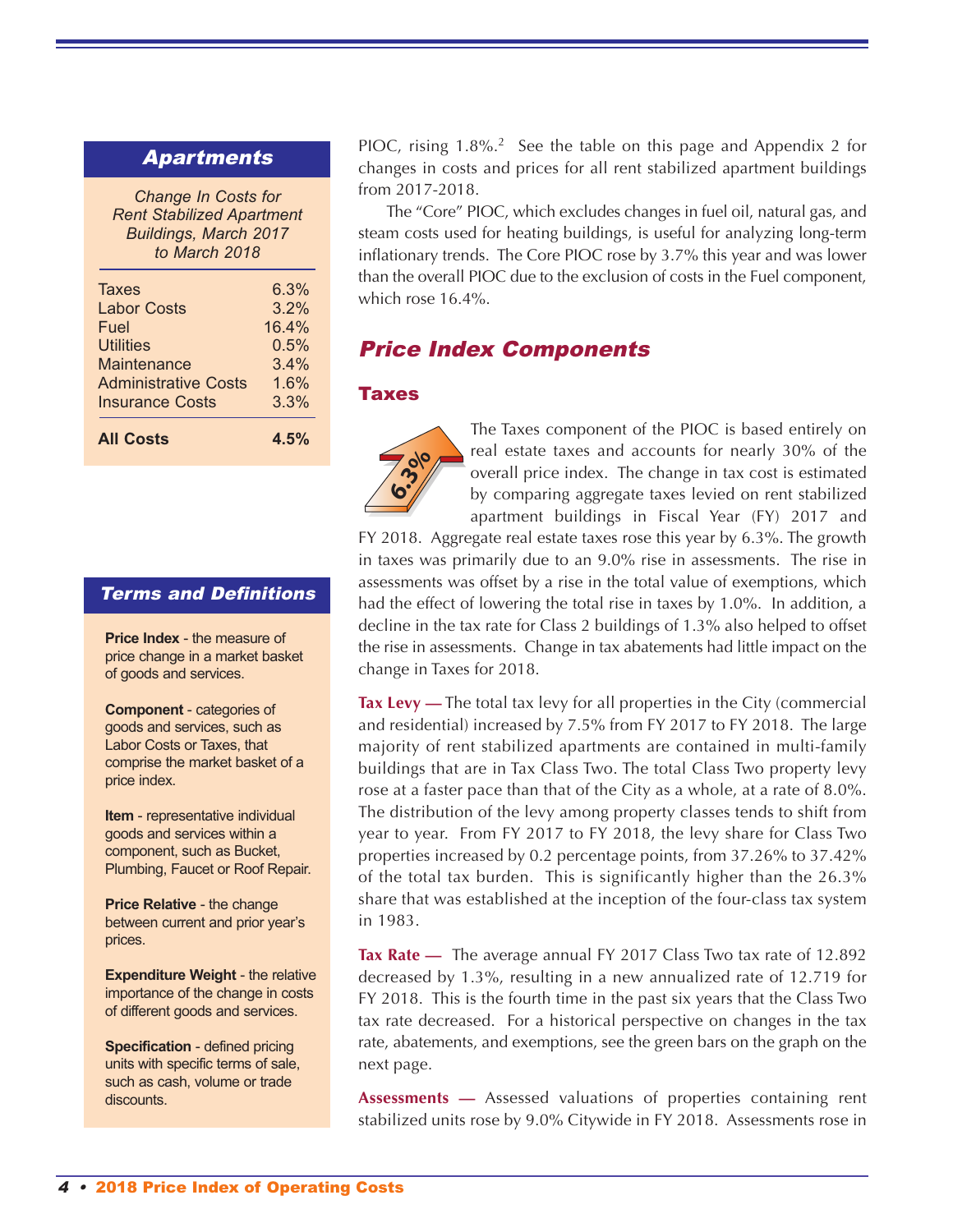## Apartments

*Change In Costs for Rent Stabilized Apartment Buildings, March 2017 to March 2018*

| | |
|---|---|
| Taxes | 6.3% |
| Labor Costs | 3.2% |
| Fuel | 16.4% |
| Utilities | 0.5% |
| Maintenance | 3.4% |
| Administrative Costs | 1.6% |
| Insurance Costs | 3.3% |
| **All Costs** | **4.5%** |

## Terms and Definitions

**Price Index** - the measure of price change in a market basket of goods and services.

**Component** - categories of goods and services, such as Labor Costs or Taxes, that comprise the market basket of a price index.

**Item** - representative individual goods and services within a component, such as Bucket, Plumbing, Faucet or Roof Repair.

**Price Relative** - the change between current and prior year's prices.

**Expenditure Weight** - the relative importance of the change in costs of different goods and services.

**Specification** - defined pricing units with specific terms of sale, such as cash, volume or trade discounts.

PIOC, rising 1.8%.[2] See the table on this page and Appendix 2 for changes in costs and prices for all rent stabilized apartment buildings from 2017-2018.

The "Core" PIOC, which excludes changes in fuel oil, natural gas, and steam costs used for heating buildings, is useful for analyzing long-term inflationary trends. The Core PIOC rose by 3.7% this year and was lower than the overall PIOC due to the exclusion of costs in the Fuel component, which rose 16.4%.

## Price Index Components

### Taxes

6.3%

The Taxes component of the PIOC is based entirely on real estate taxes and accounts for nearly 30% of the overall price index. The change in tax cost is estimated by comparing aggregate taxes levied on rent stabilized apartment buildings in Fiscal Year (FY) 2017 and FY 2018. Aggregate real estate taxes rose this year by 6.3%. The growth in taxes was primarily due to an 9.0% rise in assessments. The rise in assessments was offset by a rise in the total value of exemptions, which had the effect of lowering the total rise in taxes by 1.0%. In addition, a decline in the tax rate for Class 2 buildings of 1.3% also helped to offset the rise in assessments. Change in tax abatements had little impact on the change in Taxes for 2018.

**Tax Levy —** The total tax levy for all properties in the City (commercial and residential) increased by 7.5% from FY 2017 to FY 2018. The large majority of rent stabilized apartments are contained in multi-family buildings that are in Tax Class Two. The total Class Two property levy rose at a faster pace than that of the City as a whole, at a rate of 8.0%. The distribution of the levy among property classes tends to shift from year to year. From FY 2017 to FY 2018, the levy share for Class Two properties increased by 0.2 percentage points, from 37.26% to 37.42% of the total tax burden. This is significantly higher than the 26.3% share that was established at the inception of the four-class tax system in 1983.

**Tax Rate —** The average annual FY 2017 Class Two tax rate of 12.892 decreased by 1.3%, resulting in a new annualized rate of 12.719 for FY 2018. This is the fourth time in the past six years that the Class Two tax rate decreased. For a historical perspective on changes in the tax rate, abatements, and exemptions, see the green bars on the graph on the next page.

**Assessments —** Assessed valuations of properties containing rent stabilized units rose by 9.0% Citywide in FY 2018. Assessments rose in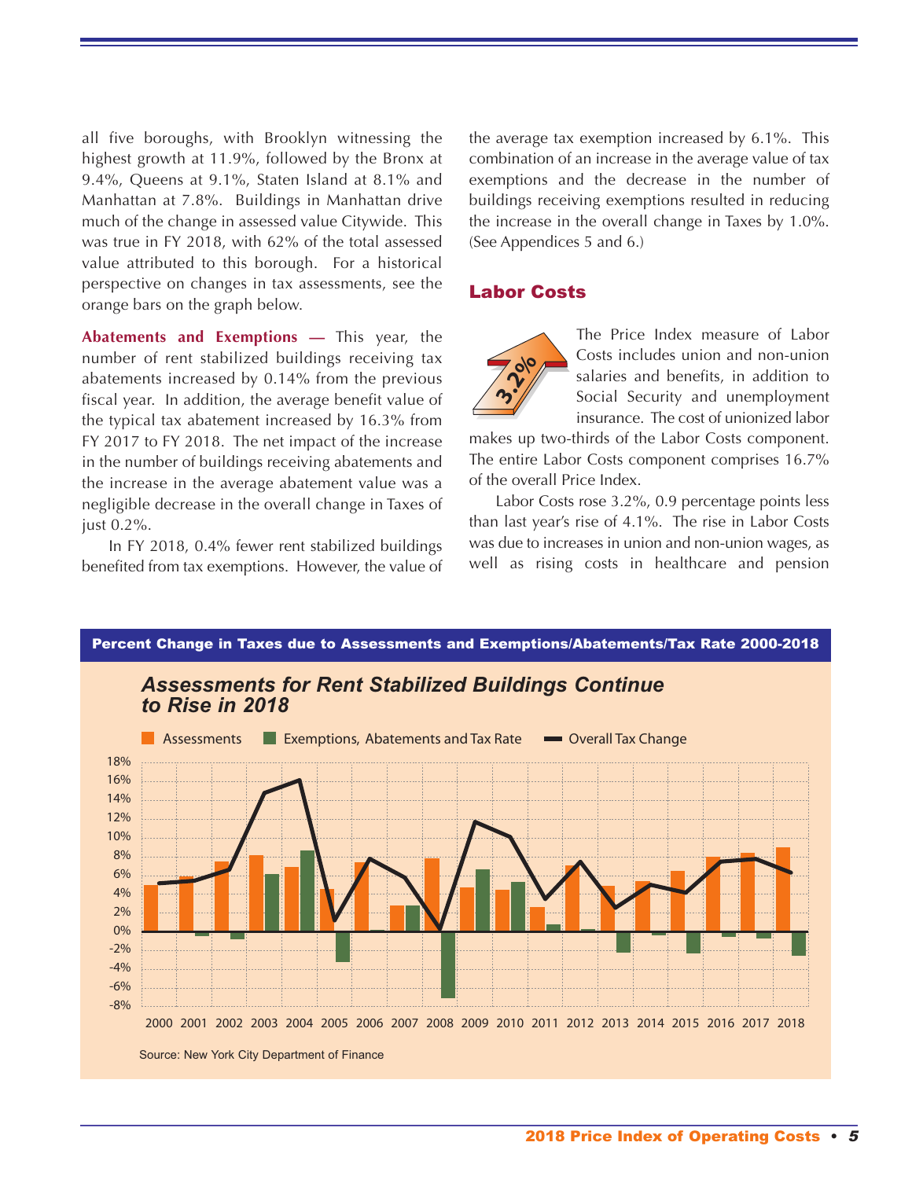all five boroughs, with Brooklyn witnessing the highest growth at 11.9%, followed by the Bronx at 9.4%, Queens at 9.1%, Staten Island at 8.1% and Manhattan at 7.8%. Buildings in Manhattan drive much of the change in assessed value Citywide. This was true in FY 2018, with 62% of the total assessed value attributed to this borough. For a historical perspective on changes in tax assessments, see the orange bars on the graph below.

**Abatements and Exemptions —** This year, the number of rent stabilized buildings receiving tax abatements increased by 0.14% from the previous fiscal year. In addition, the average benefit value of the typical tax abatement increased by 16.3% from FY 2017 to FY 2018. The net impact of the increase in the number of buildings receiving abatements and the increase in the average abatement value was a negligible decrease in the overall change in Taxes of just 0.2%.

In FY 2018, 0.4% fewer rent stabilized buildings benefited from tax exemptions. However, the value of the average tax exemption increased by 6.1%. This combination of an increase in the average value of tax exemptions and the decrease in the number of buildings receiving exemptions resulted in reducing the increase in the overall change in Taxes by 1.0%. (See Appendices 5 and 6.)

## Labor Costs

3.2%

The Price Index measure of Labor Costs includes union and non-union salaries and benefits, in addition to Social Security and unemployment insurance. The cost of unionized labor makes up two-thirds of the Labor Costs component. The entire Labor Costs component comprises 16.7% of the overall Price Index.

Labor Costs rose 3.2%, 0.9 percentage points less than last year's rise of 4.1%. The rise in Labor Costs was due to increases in union and non-union wages, as well as rising costs in healthcare and pension

**Percent Change in Taxes due to Assessments and Exemptions/Abatements/Tax Rate 2000-2018**

***Assessments for Rent Stabilized Buildings Continue to Rise in 2018***

Legend: Assessments; Exemptions, Abatements and Tax Rate; Overall Tax Change

Source: New York City Department of Finance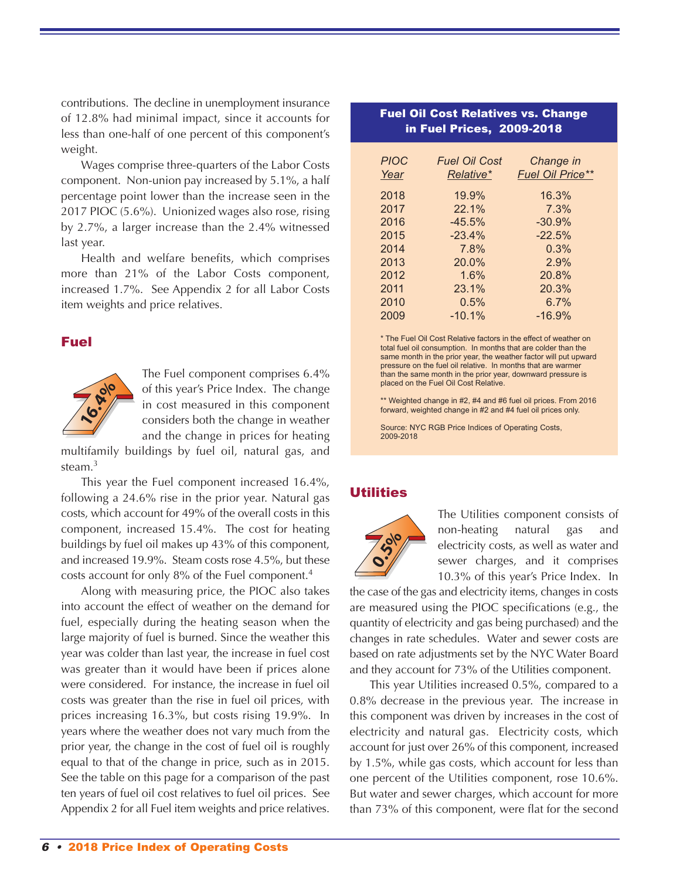contributions. The decline in unemployment insurance of 12.8% had minimal impact, since it accounts for less than one-half of one percent of this component's weight.

Wages comprise three-quarters of the Labor Costs component. Non-union pay increased by 5.1%, a half percentage point lower than the increase seen in the 2017 PIOC (5.6%). Unionized wages also rose, rising by 2.7%, a larger increase than the 2.4% witnessed last year.

Health and welfare benefits, which comprises more than 21% of the Labor Costs component, increased 1.7%. See Appendix 2 for all Labor Costs item weights and price relatives.

## Fuel

16.4%

The Fuel component comprises 6.4% of this year's Price Index. The change in cost measured in this component considers both the change in weather and the change in prices for heating multifamily buildings by fuel oil, natural gas, and steam.[3]

This year the Fuel component increased 16.4%, following a 24.6% rise in the prior year. Natural gas costs, which account for 49% of the overall costs in this component, increased 15.4%. The cost for heating buildings by fuel oil makes up 43% of this component, and increased 19.9%. Steam costs rose 4.5%, but these costs account for only 8% of the Fuel component.[4]

Along with measuring price, the PIOC also takes into account the effect of weather on the demand for fuel, especially during the heating season when the large majority of fuel is burned. Since the weather this year was colder than last year, the increase in fuel cost was greater than it would have been if prices alone were considered. For instance, the increase in fuel oil costs was greater than the rise in fuel oil prices, with prices increasing 16.3%, but costs rising 19.9%. In years where the weather does not vary much from the prior year, the change in the cost of fuel oil is roughly equal to that of the change in price, such as in 2015. See the table on this page for a comparison of the past ten years of fuel oil cost relatives to fuel oil prices. See Appendix 2 for all Fuel item weights and price relatives.

**Fuel Oil Cost Relatives vs. Change in Fuel Prices, 2009-2018**

| *PIOC Year* | *Fuel Oil Cost Relative\** | *Change in Fuel Oil Price\*\** |
|---|---|---|
| 2018 | 19.9% | 16.3% |
| 2017 | 22.1% | 7.3% |
| 2016 | -45.5% | -30.9% |
| 2015 | -23.4% | -22.5% |
| 2014 | 7.8% | 0.3% |
| 2013 | 20.0% | 2.9% |
| 2012 | 1.6% | 20.8% |
| 2011 | 23.1% | 20.3% |
| 2010 | 0.5% | 6.7% |
| 2009 | -10.1% | -16.9% |

\* The Fuel Oil Cost Relative factors in the effect of weather on total fuel oil consumption. In months that are colder than the same month in the prior year, the weather factor will put upward pressure on the fuel oil relative. In months that are warmer than the same month in the prior year, downward pressure is placed on the Fuel Oil Cost Relative.

\*\* Weighted change in #2, #4 and #6 fuel oil prices. From 2016 forward, weighted change in #2 and #4 fuel oil prices only.

Source: NYC RGB Price Indices of Operating Costs, 2009-2018

## Utilities

0.5%

The Utilities component consists of non-heating natural gas and electricity costs, as well as water and sewer charges, and it comprises 10.3% of this year's Price Index. In the case of the gas and electricity items, changes in costs are measured using the PIOC specifications (e.g., the quantity of electricity and gas being purchased) and the changes in rate schedules. Water and sewer costs are based on rate adjustments set by the NYC Water Board and they account for 73% of the Utilities component.

This year Utilities increased 0.5%, compared to a 0.8% decrease in the previous year. The increase in this component was driven by increases in the cost of electricity and natural gas. Electricity costs, which account for just over 26% of this component, increased by 1.5%, while gas costs, which account for less than one percent of the Utilities component, rose 10.6%. But water and sewer charges, which account for more than 73% of this component, were flat for the second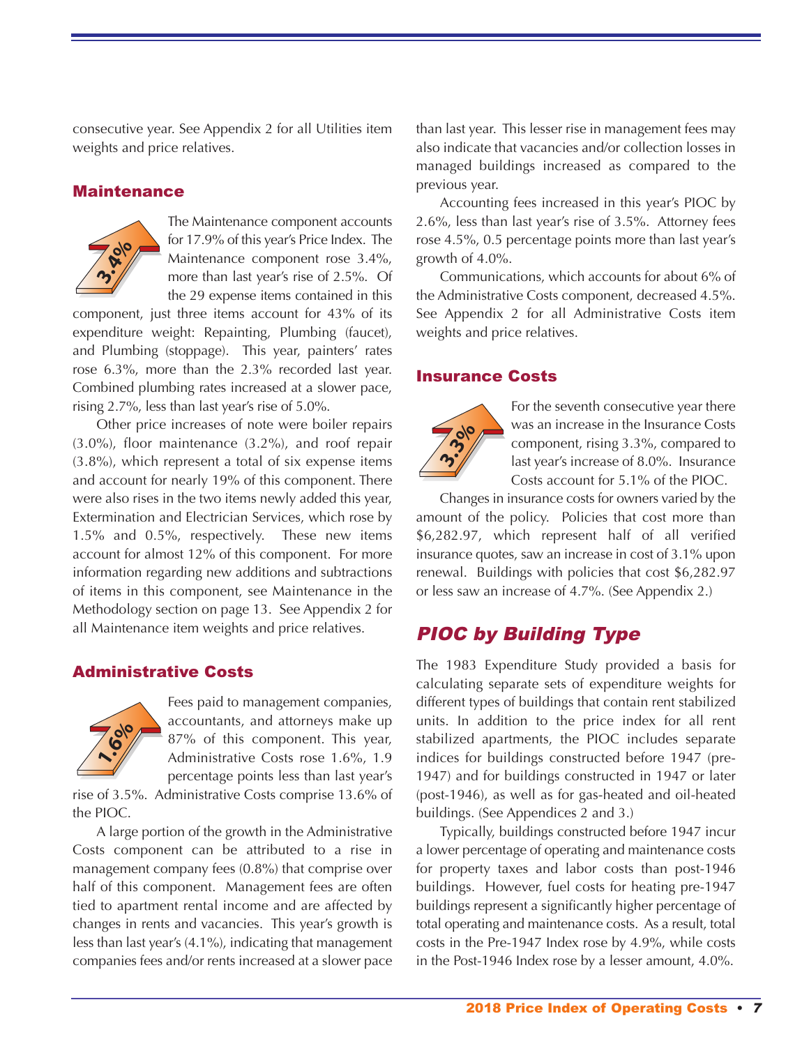consecutive year. See Appendix 2 for all Utilities item weights and price relatives.

### Maintenance

3.4%

The Maintenance component accounts for 17.9% of this year's Price Index. The Maintenance component rose 3.4%, more than last year's rise of 2.5%. Of the 29 expense items contained in this component, just three items account for 43% of its expenditure weight: Repainting, Plumbing (faucet), and Plumbing (stoppage). This year, painters' rates rose 6.3%, more than the 2.3% recorded last year. Combined plumbing rates increased at a slower pace, rising 2.7%, less than last year's rise of 5.0%.

Other price increases of note were boiler repairs (3.0%), floor maintenance (3.2%), and roof repair (3.8%), which represent a total of six expense items and account for nearly 19% of this component. There were also rises in the two items newly added this year, Extermination and Electrician Services, which rose by 1.5% and 0.5%, respectively. These new items account for almost 12% of this component. For more information regarding new additions and subtractions of items in this component, see Maintenance in the Methodology section on page 13. See Appendix 2 for all Maintenance item weights and price relatives.

### Administrative Costs

1.6%

Fees paid to management companies, accountants, and attorneys make up 87% of this component. This year, Administrative Costs rose 1.6%, 1.9 percentage points less than last year's rise of 3.5%. Administrative Costs comprise 13.6% of the PIOC.

A large portion of the growth in the Administrative Costs component can be attributed to a rise in management company fees (0.8%) that comprise over half of this component. Management fees are often tied to apartment rental income and are affected by changes in rents and vacancies. This year's growth is less than last year's (4.1%), indicating that management companies fees and/or rents increased at a slower pace than last year. This lesser rise in management fees may also indicate that vacancies and/or collection losses in managed buildings increased as compared to the previous year.

Accounting fees increased in this year's PIOC by 2.6%, less than last year's rise of 3.5%. Attorney fees rose 4.5%, 0.5 percentage points more than last year's growth of 4.0%.

Communications, which accounts for about 6% of the Administrative Costs component, decreased 4.5%. See Appendix 2 for all Administrative Costs item weights and price relatives.

### Insurance Costs

3.3%

For the seventh consecutive year there was an increase in the Insurance Costs component, rising 3.3%, compared to last year's increase of 8.0%. Insurance Costs account for 5.1% of the PIOC.

Changes in insurance costs for owners varied by the amount of the policy. Policies that cost more than $6,282.97, which represent half of all verified insurance quotes, saw an increase in cost of 3.1% upon renewal. Buildings with policies that cost $6,282.97 or less saw an increase of 4.7%. (See Appendix 2.)

## *PIOC by Building Type*

The 1983 Expenditure Study provided a basis for calculating separate sets of expenditure weights for different types of buildings that contain rent stabilized units. In addition to the price index for all rent stabilized apartments, the PIOC includes separate indices for buildings constructed before 1947 (pre-1947) and for buildings constructed in 1947 or later (post-1946), as well as for gas-heated and oil-heated buildings. (See Appendices 2 and 3.)

Typically, buildings constructed before 1947 incur a lower percentage of operating and maintenance costs for property taxes and labor costs than post-1946 buildings. However, fuel costs for heating pre-1947 buildings represent a significantly higher percentage of total operating and maintenance costs. As a result, total costs in the Pre-1947 Index rose by 4.9%, while costs in the Post-1946 Index rose by a lesser amount, 4.0%.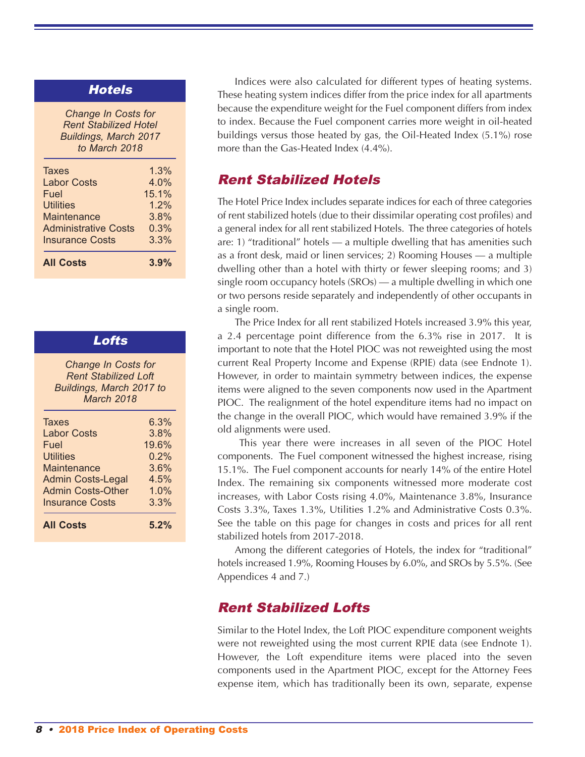### Hotels

*Change In Costs for Rent Stabilized Hotel Buildings, March 2017 to March 2018*

| Component | Change |
|---|---|
| Taxes | 1.3% |
| Labor Costs | 4.0% |
| Fuel | 15.1% |
| Utilities | 1.2% |
| Maintenance | 3.8% |
| Administrative Costs | 0.3% |
| Insurance Costs | 3.3% |
| **All Costs** | **3.9%** |

### Lofts

*Change In Costs for Rent Stabilized Loft Buildings, March 2017 to March 2018*

| Component | Change |
|---|---|
| Taxes | 6.3% |
| Labor Costs | 3.8% |
| Fuel | 19.6% |
| Utilities | 0.2% |
| Maintenance | 3.6% |
| Admin Costs-Legal | 4.5% |
| Admin Costs-Other | 1.0% |
| Insurance Costs | 3.3% |
| **All Costs** | **5.2%** |

Indices were also calculated for different types of heating systems. These heating system indices differ from the price index for all apartments because the expenditure weight for the Fuel component differs from index to index. Because the Fuel component carries more weight in oil-heated buildings versus those heated by gas, the Oil-Heated Index (5.1%) rose more than the Gas-Heated Index (4.4%).

## Rent Stabilized Hotels

The Hotel Price Index includes separate indices for each of three categories of rent stabilized hotels (due to their dissimilar operating cost profiles) and a general index for all rent stabilized Hotels. The three categories of hotels are: 1) "traditional" hotels — a multiple dwelling that has amenities such as a front desk, maid or linen services; 2) Rooming Houses — a multiple dwelling other than a hotel with thirty or fewer sleeping rooms; and 3) single room occupancy hotels (SROs) — a multiple dwelling in which one or two persons reside separately and independently of other occupants in a single room.

The Price Index for all rent stabilized Hotels increased 3.9% this year, a 2.4 percentage point difference from the 6.3% rise in 2017. It is important to note that the Hotel PIOC was not reweighted using the most current Real Property Income and Expense (RPIE) data (see Endnote 1). However, in order to maintain symmetry between indices, the expense items were aligned to the seven components now used in the Apartment PIOC. The realignment of the hotel expenditure items had no impact on the change in the overall PIOC, which would have remained 3.9% if the old alignments were used.

This year there were increases in all seven of the PIOC Hotel components. The Fuel component witnessed the highest increase, rising 15.1%. The Fuel component accounts for nearly 14% of the entire Hotel Index. The remaining six components witnessed more moderate cost increases, with Labor Costs rising 4.0%, Maintenance 3.8%, Insurance Costs 3.3%, Taxes 1.3%, Utilities 1.2% and Administrative Costs 0.3%. See the table on this page for changes in costs and prices for all rent stabilized hotels from 2017-2018.

Among the different categories of Hotels, the index for "traditional" hotels increased 1.9%, Rooming Houses by 6.0%, and SROs by 5.5%. (See Appendices 4 and 7.)

## Rent Stabilized Lofts

Similar to the Hotel Index, the Loft PIOC expenditure component weights were not reweighted using the most current RPIE data (see Endnote 1). However, the Loft expenditure items were placed into the seven components used in the Apartment PIOC, except for the Attorney Fees expense item, which has traditionally been its own, separate, expense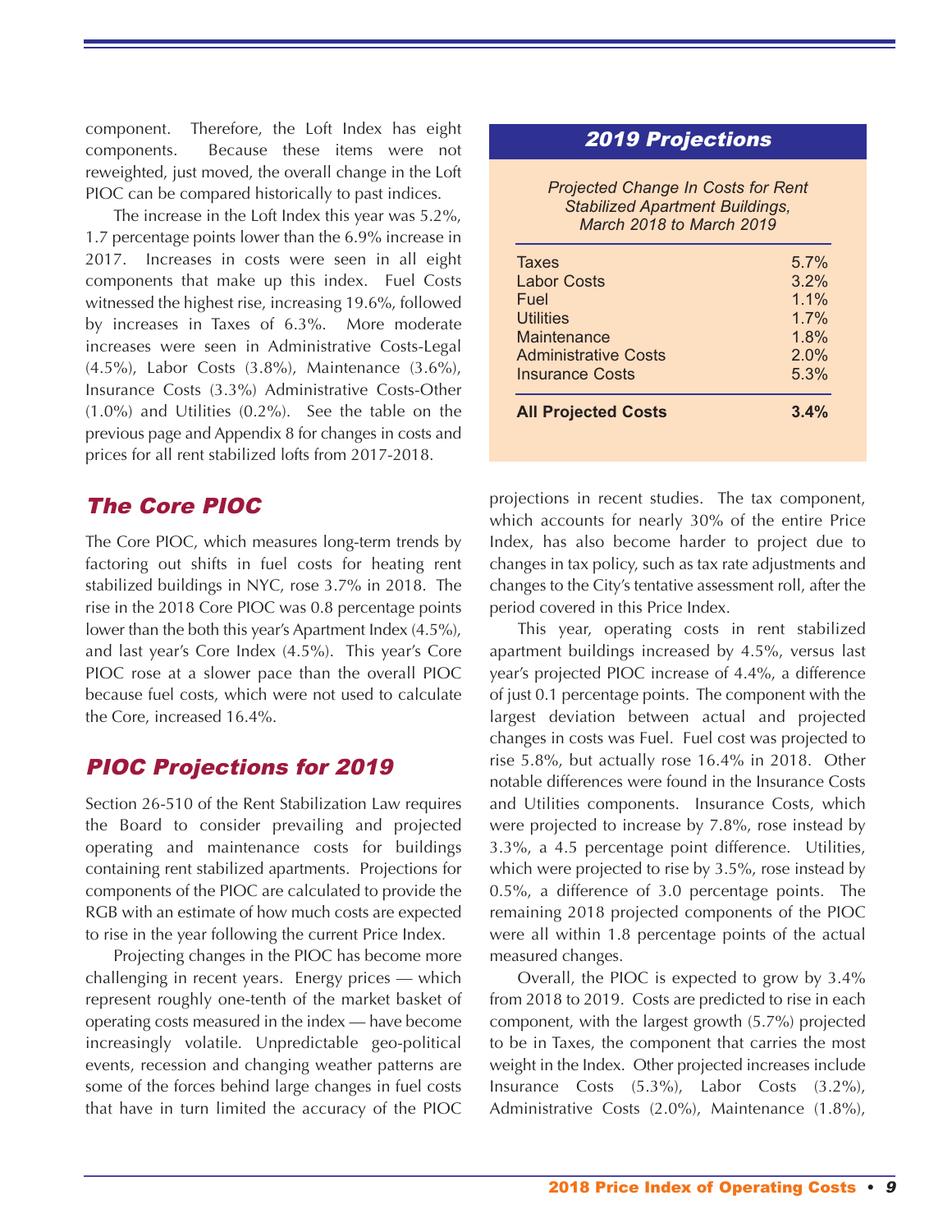component. Therefore, the Loft Index has eight components. Because these items were not reweighted, just moved, the overall change in the Loft PIOC can be compared historically to past indices.

The increase in the Loft Index this year was 5.2%, 1.7 percentage points lower than the 6.9% increase in 2017. Increases in costs were seen in all eight components that make up this index. Fuel Costs witnessed the highest rise, increasing 19.6%, followed by increases in Taxes of 6.3%. More moderate increases were seen in Administrative Costs-Legal (4.5%), Labor Costs (3.8%), Maintenance (3.6%), Insurance Costs (3.3%) Administrative Costs-Other (1.0%) and Utilities (0.2%). See the table on the previous page and Appendix 8 for changes in costs and prices for all rent stabilized lofts from 2017-2018.

## *The Core PIOC*

The Core PIOC, which measures long-term trends by factoring out shifts in fuel costs for heating rent stabilized buildings in NYC, rose 3.7% in 2018. The rise in the 2018 Core PIOC was 0.8 percentage points lower than the both this year's Apartment Index (4.5%), and last year's Core Index (4.5%). This year's Core PIOC rose at a slower pace than the overall PIOC because fuel costs, which were not used to calculate the Core, increased 16.4%.

## *PIOC Projections for 2019*

Section 26-510 of the Rent Stabilization Law requires the Board to consider prevailing and projected operating and maintenance costs for buildings containing rent stabilized apartments. Projections for components of the PIOC are calculated to provide the RGB with an estimate of how much costs are expected to rise in the year following the current Price Index.

Projecting changes in the PIOC has become more challenging in recent years. Energy prices — which represent roughly one-tenth of the market basket of operating costs measured in the index — have become increasingly volatile. Unpredictable geo-political events, recession and changing weather patterns are some of the forces behind large changes in fuel costs that have in turn limited the accuracy of the PIOC projections in recent studies. The tax component, which accounts for nearly 30% of the entire Price Index, has also become harder to project due to changes in tax policy, such as tax rate adjustments and changes to the City's tentative assessment roll, after the period covered in this Price Index.

This year, operating costs in rent stabilized apartment buildings increased by 4.5%, versus last year's projected PIOC increase of 4.4%, a difference of just 0.1 percentage points. The component with the largest deviation between actual and projected changes in costs was Fuel. Fuel cost was projected to rise 5.8%, but actually rose 16.4% in 2018. Other notable differences were found in the Insurance Costs and Utilities components. Insurance Costs, which were projected to increase by 7.8%, rose instead by 3.3%, a 4.5 percentage point difference. Utilities, which were projected to rise by 3.5%, rose instead by 0.5%, a difference of 3.0 percentage points. The remaining 2018 projected components of the PIOC were all within 1.8 percentage points of the actual measured changes.

Overall, the PIOC is expected to grow by 3.4% from 2018 to 2019. Costs are predicted to rise in each component, with the largest growth (5.7%) projected to be in Taxes, the component that carries the most weight in the Index. Other projected increases include Insurance Costs (5.3%), Labor Costs (3.2%), Administrative Costs (2.0%), Maintenance (1.8%),

### *2019 Projections*

*Projected Change In Costs for Rent Stabilized Apartment Buildings, March 2018 to March 2019*

| Component | Change |
|---|---|
| Taxes | 5.7% |
| Labor Costs | 3.2% |
| Fuel | 1.1% |
| Utilities | 1.7% |
| Maintenance | 1.8% |
| Administrative Costs | 2.0% |
| Insurance Costs | 5.3% |
| **All Projected Costs** | **3.4%** |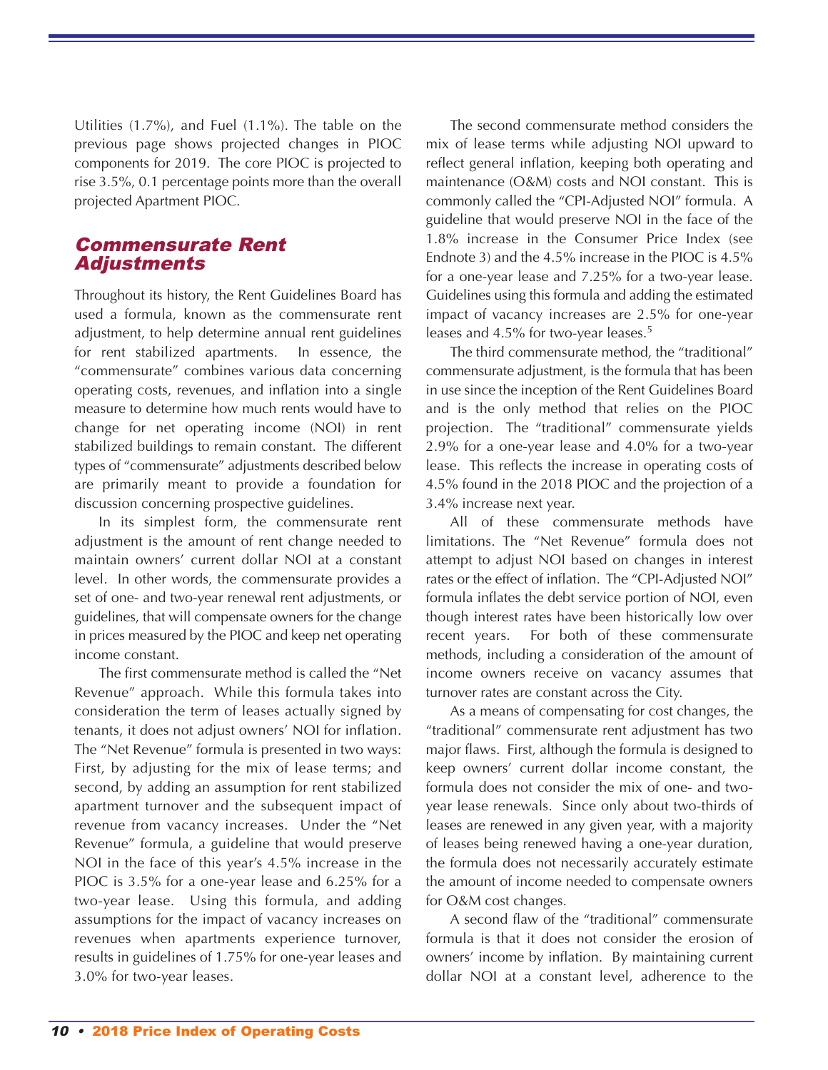Utilities (1.7%), and Fuel (1.1%). The table on the previous page shows projected changes in PIOC components for 2019. The core PIOC is projected to rise 3.5%, 0.1 percentage points more than the overall projected Apartment PIOC.

## *Commensurate Rent Adjustments*

Throughout its history, the Rent Guidelines Board has used a formula, known as the commensurate rent adjustment, to help determine annual rent guidelines for rent stabilized apartments. In essence, the "commensurate" combines various data concerning operating costs, revenues, and inflation into a single measure to determine how much rents would have to change for net operating income (NOI) in rent stabilized buildings to remain constant. The different types of "commensurate" adjustments described below are primarily meant to provide a foundation for discussion concerning prospective guidelines.

In its simplest form, the commensurate rent adjustment is the amount of rent change needed to maintain owners' current dollar NOI at a constant level. In other words, the commensurate provides a set of one- and two-year renewal rent adjustments, or guidelines, that will compensate owners for the change in prices measured by the PIOC and keep net operating income constant.

The first commensurate method is called the "Net Revenue" approach. While this formula takes into consideration the term of leases actually signed by tenants, it does not adjust owners' NOI for inflation. The "Net Revenue" formula is presented in two ways: First, by adjusting for the mix of lease terms; and second, by adding an assumption for rent stabilized apartment turnover and the subsequent impact of revenue from vacancy increases. Under the "Net Revenue" formula, a guideline that would preserve NOI in the face of this year's 4.5% increase in the PIOC is 3.5% for a one-year lease and 6.25% for a two-year lease. Using this formula, and adding assumptions for the impact of vacancy increases on revenues when apartments experience turnover, results in guidelines of 1.75% for one-year leases and 3.0% for two-year leases.

The second commensurate method considers the mix of lease terms while adjusting NOI upward to reflect general inflation, keeping both operating and maintenance (O&M) costs and NOI constant. This is commonly called the "CPI-Adjusted NOI" formula. A guideline that would preserve NOI in the face of the 1.8% increase in the Consumer Price Index (see Endnote 3) and the 4.5% increase in the PIOC is 4.5% for a one-year lease and 7.25% for a two-year lease. Guidelines using this formula and adding the estimated impact of vacancy increases are 2.5% for one-year leases and 4.5% for two-year leases.[5]

The third commensurate method, the "traditional" commensurate adjustment, is the formula that has been in use since the inception of the Rent Guidelines Board and is the only method that relies on the PIOC projection. The "traditional" commensurate yields 2.9% for a one-year lease and 4.0% for a two-year lease. This reflects the increase in operating costs of 4.5% found in the 2018 PIOC and the projection of a 3.4% increase next year.

All of these commensurate methods have limitations. The "Net Revenue" formula does not attempt to adjust NOI based on changes in interest rates or the effect of inflation. The "CPI-Adjusted NOI" formula inflates the debt service portion of NOI, even though interest rates have been historically low over recent years. For both of these commensurate methods, including a consideration of the amount of income owners receive on vacancy assumes that turnover rates are constant across the City.

As a means of compensating for cost changes, the "traditional" commensurate rent adjustment has two major flaws. First, although the formula is designed to keep owners' current dollar income constant, the formula does not consider the mix of one- and two-year lease renewals. Since only about two-thirds of leases are renewed in any given year, with a majority of leases being renewed having a one-year duration, the formula does not necessarily accurately estimate the amount of income needed to compensate owners for O&M cost changes.

A second flaw of the "traditional" commensurate formula is that it does not consider the erosion of owners' income by inflation. By maintaining current dollar NOI at a constant level, adherence to the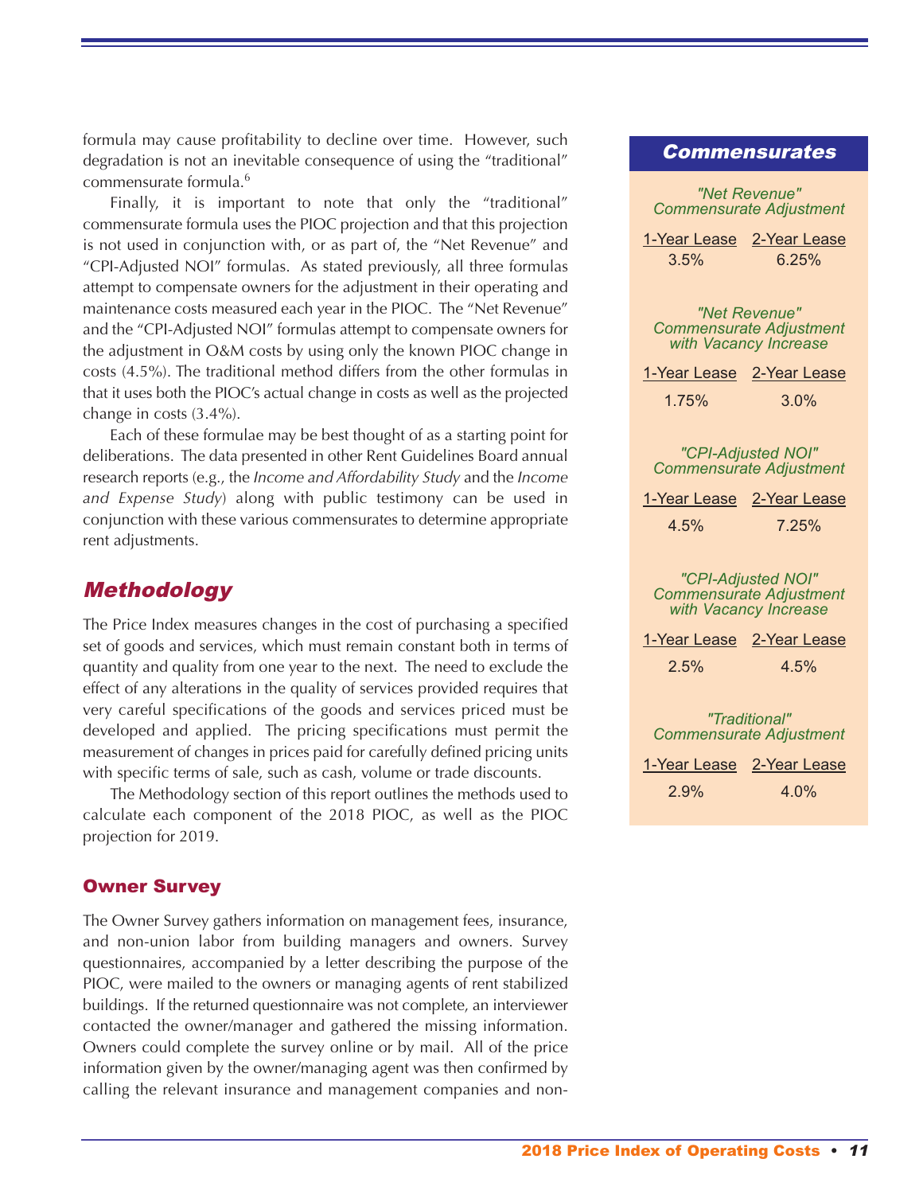formula may cause profitability to decline over time. However, such degradation is not an inevitable consequence of using the "traditional" commensurate formula.[6]

Finally, it is important to note that only the "traditional" commensurate formula uses the PIOC projection and that this projection is not used in conjunction with, or as part of, the "Net Revenue" and "CPI-Adjusted NOI" formulas. As stated previously, all three formulas attempt to compensate owners for the adjustment in their operating and maintenance costs measured each year in the PIOC. The "Net Revenue" and the "CPI-Adjusted NOI" formulas attempt to compensate owners for the adjustment in O&M costs by using only the known PIOC change in costs (4.5%). The traditional method differs from the other formulas in that it uses both the PIOC's actual change in costs as well as the projected change in costs (3.4%).

Each of these formulae may be best thought of as a starting point for deliberations. The data presented in other Rent Guidelines Board annual research reports (e.g., the *Income and Affordability Study* and the *Income and Expense Study*) along with public testimony can be used in conjunction with these various commensurates to determine appropriate rent adjustments.

## *Commensurates*

| *"Net Revenue" Commensurate Adjustment* | 1-Year Lease | 2-Year Lease |
|---|---|---|
| | 3.5% | 6.25% |

| *"Net Revenue" Commensurate Adjustment with Vacancy Increase* | 1-Year Lease | 2-Year Lease |
|---|---|---|
| | 1.75% | 3.0% |

| *"CPI-Adjusted NOI" Commensurate Adjustment* | 1-Year Lease | 2-Year Lease |
|---|---|---|
| | 4.5% | 7.25% |

| *"CPI-Adjusted NOI" Commensurate Adjustment with Vacancy Increase* | 1-Year Lease | 2-Year Lease |
|---|---|---|
| | 2.5% | 4.5% |

| *"Traditional" Commensurate Adjustment* | 1-Year Lease | 2-Year Lease |
|---|---|---|
| | 2.9% | 4.0% |

## *Methodology*

The Price Index measures changes in the cost of purchasing a specified set of goods and services, which must remain constant both in terms of quantity and quality from one year to the next. The need to exclude the effect of any alterations in the quality of services provided requires that very careful specifications of the goods and services priced must be developed and applied. The pricing specifications must permit the measurement of changes in prices paid for carefully defined pricing units with specific terms of sale, such as cash, volume or trade discounts.

The Methodology section of this report outlines the methods used to calculate each component of the 2018 PIOC, as well as the PIOC projection for 2019.

### Owner Survey

The Owner Survey gathers information on management fees, insurance, and non-union labor from building managers and owners. Survey questionnaires, accompanied by a letter describing the purpose of the PIOC, were mailed to the owners or managing agents of rent stabilized buildings. If the returned questionnaire was not complete, an interviewer contacted the owner/manager and gathered the missing information. Owners could complete the survey online or by mail. All of the price information given by the owner/managing agent was then confirmed by calling the relevant insurance and management companies and non-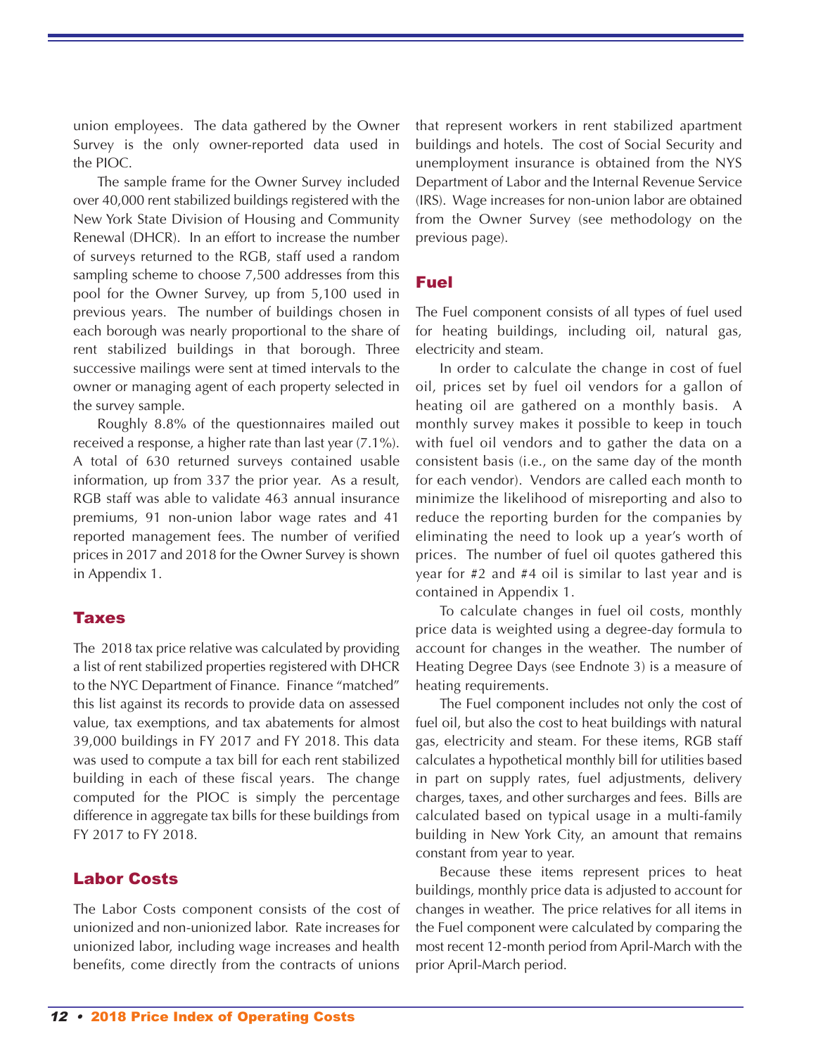union employees. The data gathered by the Owner Survey is the only owner-reported data used in the PIOC.

The sample frame for the Owner Survey included over 40,000 rent stabilized buildings registered with the New York State Division of Housing and Community Renewal (DHCR). In an effort to increase the number of surveys returned to the RGB, staff used a random sampling scheme to choose 7,500 addresses from this pool for the Owner Survey, up from 5,100 used in previous years. The number of buildings chosen in each borough was nearly proportional to the share of rent stabilized buildings in that borough. Three successive mailings were sent at timed intervals to the owner or managing agent of each property selected in the survey sample.

Roughly 8.8% of the questionnaires mailed out received a response, a higher rate than last year (7.1%). A total of 630 returned surveys contained usable information, up from 337 the prior year. As a result, RGB staff was able to validate 463 annual insurance premiums, 91 non-union labor wage rates and 41 reported management fees. The number of verified prices in 2017 and 2018 for the Owner Survey is shown in Appendix 1.

## Taxes

The 2018 tax price relative was calculated by providing a list of rent stabilized properties registered with DHCR to the NYC Department of Finance. Finance "matched" this list against its records to provide data on assessed value, tax exemptions, and tax abatements for almost 39,000 buildings in FY 2017 and FY 2018. This data was used to compute a tax bill for each rent stabilized building in each of these fiscal years. The change computed for the PIOC is simply the percentage difference in aggregate tax bills for these buildings from FY 2017 to FY 2018.

## Labor Costs

The Labor Costs component consists of the cost of unionized and non-unionized labor. Rate increases for unionized labor, including wage increases and health benefits, come directly from the contracts of unions that represent workers in rent stabilized apartment buildings and hotels. The cost of Social Security and unemployment insurance is obtained from the NYS Department of Labor and the Internal Revenue Service (IRS). Wage increases for non-union labor are obtained from the Owner Survey (see methodology on the previous page).

## Fuel

The Fuel component consists of all types of fuel used for heating buildings, including oil, natural gas, electricity and steam.

In order to calculate the change in cost of fuel oil, prices set by fuel oil vendors for a gallon of heating oil are gathered on a monthly basis. A monthly survey makes it possible to keep in touch with fuel oil vendors and to gather the data on a consistent basis (i.e., on the same day of the month for each vendor). Vendors are called each month to minimize the likelihood of misreporting and also to reduce the reporting burden for the companies by eliminating the need to look up a year's worth of prices. The number of fuel oil quotes gathered this year for #2 and #4 oil is similar to last year and is contained in Appendix 1.

To calculate changes in fuel oil costs, monthly price data is weighted using a degree-day formula to account for changes in the weather. The number of Heating Degree Days (see Endnote 3) is a measure of heating requirements.

The Fuel component includes not only the cost of fuel oil, but also the cost to heat buildings with natural gas, electricity and steam. For these items, RGB staff calculates a hypothetical monthly bill for utilities based in part on supply rates, fuel adjustments, delivery charges, taxes, and other surcharges and fees. Bills are calculated based on typical usage in a multi-family building in New York City, an amount that remains constant from year to year.

Because these items represent prices to heat buildings, monthly price data is adjusted to account for changes in weather. The price relatives for all items in the Fuel component were calculated by comparing the most recent 12-month period from April-March with the prior April-March period.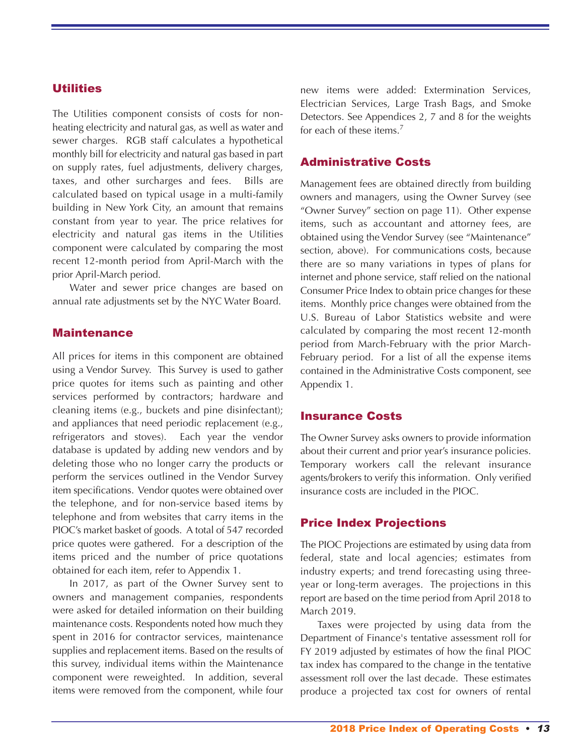## Utilities

The Utilities component consists of costs for non-heating electricity and natural gas, as well as water and sewer charges. RGB staff calculates a hypothetical monthly bill for electricity and natural gas based in part on supply rates, fuel adjustments, delivery charges, taxes, and other surcharges and fees. Bills are calculated based on typical usage in a multi-family building in New York City, an amount that remains constant from year to year. The price relatives for electricity and natural gas items in the Utilities component were calculated by comparing the most recent 12-month period from April-March with the prior April-March period.

Water and sewer price changes are based on annual rate adjustments set by the NYC Water Board.

## Maintenance

All prices for items in this component are obtained using a Vendor Survey. This Survey is used to gather price quotes for items such as painting and other services performed by contractors; hardware and cleaning items (e.g., buckets and pine disinfectant); and appliances that need periodic replacement (e.g., refrigerators and stoves). Each year the vendor database is updated by adding new vendors and by deleting those who no longer carry the products or perform the services outlined in the Vendor Survey item specifications. Vendor quotes were obtained over the telephone, and for non-service based items by telephone and from websites that carry items in the PIOC's market basket of goods. A total of 547 recorded price quotes were gathered. For a description of the items priced and the number of price quotations obtained for each item, refer to Appendix 1.

In 2017, as part of the Owner Survey sent to owners and management companies, respondents were asked for detailed information on their building maintenance costs. Respondents noted how much they spent in 2016 for contractor services, maintenance supplies and replacement items. Based on the results of this survey, individual items within the Maintenance component were reweighted. In addition, several items were removed from the component, while four new items were added: Extermination Services, Electrician Services, Large Trash Bags, and Smoke Detectors. See Appendices 2, 7 and 8 for the weights for each of these items.[7]

## Administrative Costs

Management fees are obtained directly from building owners and managers, using the Owner Survey (see "Owner Survey" section on page 11). Other expense items, such as accountant and attorney fees, are obtained using the Vendor Survey (see "Maintenance" section, above). For communications costs, because there are so many variations in types of plans for internet and phone service, staff relied on the national Consumer Price Index to obtain price changes for these items. Monthly price changes were obtained from the U.S. Bureau of Labor Statistics website and were calculated by comparing the most recent 12-month period from March-February with the prior March-February period. For a list of all the expense items contained in the Administrative Costs component, see Appendix 1.

## Insurance Costs

The Owner Survey asks owners to provide information about their current and prior year's insurance policies. Temporary workers call the relevant insurance agents/brokers to verify this information. Only verified insurance costs are included in the PIOC.

## Price Index Projections

The PIOC Projections are estimated by using data from federal, state and local agencies; estimates from industry experts; and trend forecasting using three-year or long-term averages. The projections in this report are based on the time period from April 2018 to March 2019.

Taxes were projected by using data from the Department of Finance's tentative assessment roll for FY 2019 adjusted by estimates of how the final PIOC tax index has compared to the change in the tentative assessment roll over the last decade. These estimates produce a projected tax cost for owners of rental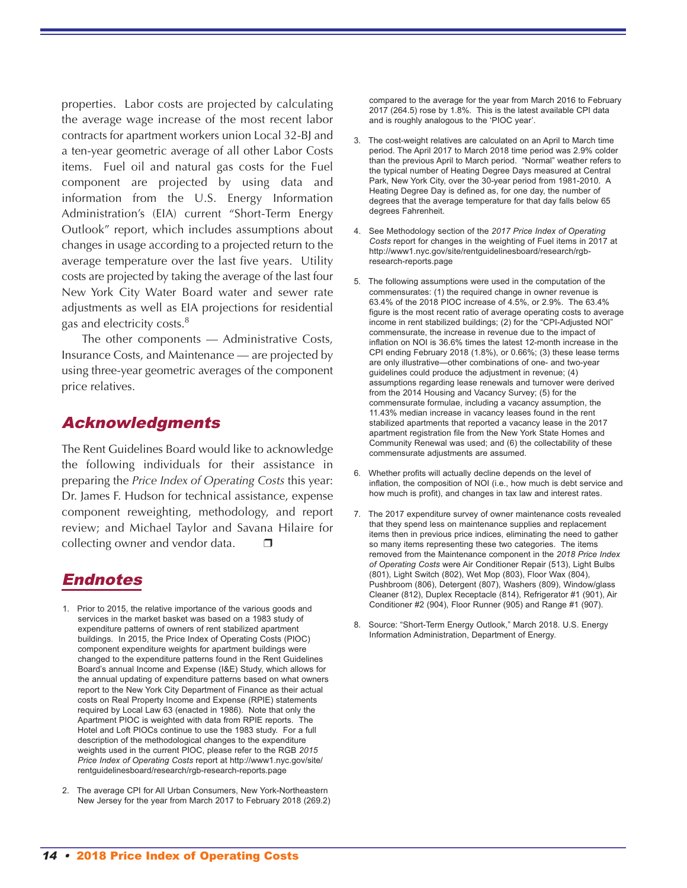properties. Labor costs are projected by calculating the average wage increase of the most recent labor contracts for apartment workers union Local 32-BJ and a ten-year geometric average of all other Labor Costs items. Fuel oil and natural gas costs for the Fuel component are projected by using data and information from the U.S. Energy Information Administration's (EIA) current "Short-Term Energy Outlook" report, which includes assumptions about changes in usage according to a projected return to the average temperature over the last five years. Utility costs are projected by taking the average of the last four New York City Water Board water and sewer rate adjustments as well as EIA projections for residential gas and electricity costs.[8]

The other components — Administrative Costs, Insurance Costs, and Maintenance — are projected by using three-year geometric averages of the component price relatives.

## Acknowledgments

The Rent Guidelines Board would like to acknowledge the following individuals for their assistance in preparing the *Price Index of Operating Costs* this year: Dr. James F. Hudson for technical assistance, expense component reweighting, methodology, and report review; and Michael Taylor and Savana Hilaire for collecting owner and vendor data. ❒

## Endnotes

1. Prior to 2015, the relative importance of the various goods and services in the market basket was based on a 1983 study of expenditure patterns of owners of rent stabilized apartment buildings. In 2015, the Price Index of Operating Costs (PIOC) component expenditure weights for apartment buildings were changed to the expenditure patterns found in the Rent Guidelines Board's annual Income and Expense (I&E) Study, which allows for the annual updating of expenditure patterns based on what owners report to the New York City Department of Finance as their actual costs on Real Property Income and Expense (RPIE) statements required by Local Law 63 (enacted in 1986). Note that only the Apartment PIOC is weighted with data from RPIE reports. The Hotel and Loft PIOCs continue to use the 1983 study. For a full description of the methodological changes to the expenditure weights used in the current PIOC, please refer to the RGB *2015 Price Index of Operating Costs* report at http://www1.nyc.gov/site/rentguidelinesboard/research/rgb-research-reports.page

2. The average CPI for All Urban Consumers, New York-Northeastern New Jersey for the year from March 2017 to February 2018 (269.2) compared to the average for the year from March 2016 to February 2017 (264.5) rose by 1.8%. This is the latest available CPI data and is roughly analogous to the 'PIOC year'.

3. The cost-weight relatives are calculated on an April to March time period. The April 2017 to March 2018 time period was 2.9% colder than the previous April to March period. "Normal" weather refers to the typical number of Heating Degree Days measured at Central Park, New York City, over the 30-year period from 1981-2010. A Heating Degree Day is defined as, for one day, the number of degrees that the average temperature for that day falls below 65 degrees Fahrenheit.

4. See Methodology section of the *2017 Price Index of Operating Costs* report for changes in the weighting of Fuel items in 2017 at http://www1.nyc.gov/site/rentguidelinesboard/research/rgb-research-reports.page

5. The following assumptions were used in the computation of the commensurates: (1) the required change in owner revenue is 63.4% of the 2018 PIOC increase of 4.5%, or 2.9%. The 63.4% figure is the most recent ratio of average operating costs to average income in rent stabilized buildings; (2) for the "CPI-Adjusted NOI" commensurate, the increase in revenue due to the impact of inflation on NOI is 36.6% times the latest 12-month increase in the CPI ending February 2018 (1.8%), or 0.66%; (3) these lease terms are only illustrative—other combinations of one- and two-year guidelines could produce the adjustment in revenue; (4) assumptions regarding lease renewals and turnover were derived from the 2014 Housing and Vacancy Survey; (5) for the commensurate formulae, including a vacancy assumption, the 11.43% median increase in vacancy leases found in the rent stabilized apartments that reported a vacancy lease in the 2017 apartment registration file from the New York State Homes and Community Renewal was used; and (6) the collectability of these commensurate adjustments are assumed.

6. Whether profits will actually decline depends on the level of inflation, the composition of NOI (i.e., how much is debt service and how much is profit), and changes in tax law and interest rates.

7. The 2017 expenditure survey of owner maintenance costs revealed that they spend less on maintenance supplies and replacement items then in previous price indices, eliminating the need to gather so many items representing these two categories. The items removed from the Maintenance component in the *2018 Price Index of Operating Costs* were Air Conditioner Repair (513), Light Bulbs (801), Light Switch (802), Wet Mop (803), Floor Wax (804), Pushbroom (806), Detergent (807), Washers (809), Window/glass Cleaner (812), Duplex Receptacle (814), Refrigerator #1 (901), Air Conditioner #2 (904), Floor Runner (905) and Range #1 (907).

8. Source: "Short-Term Energy Outlook," March 2018. U.S. Energy Information Administration, Department of Energy.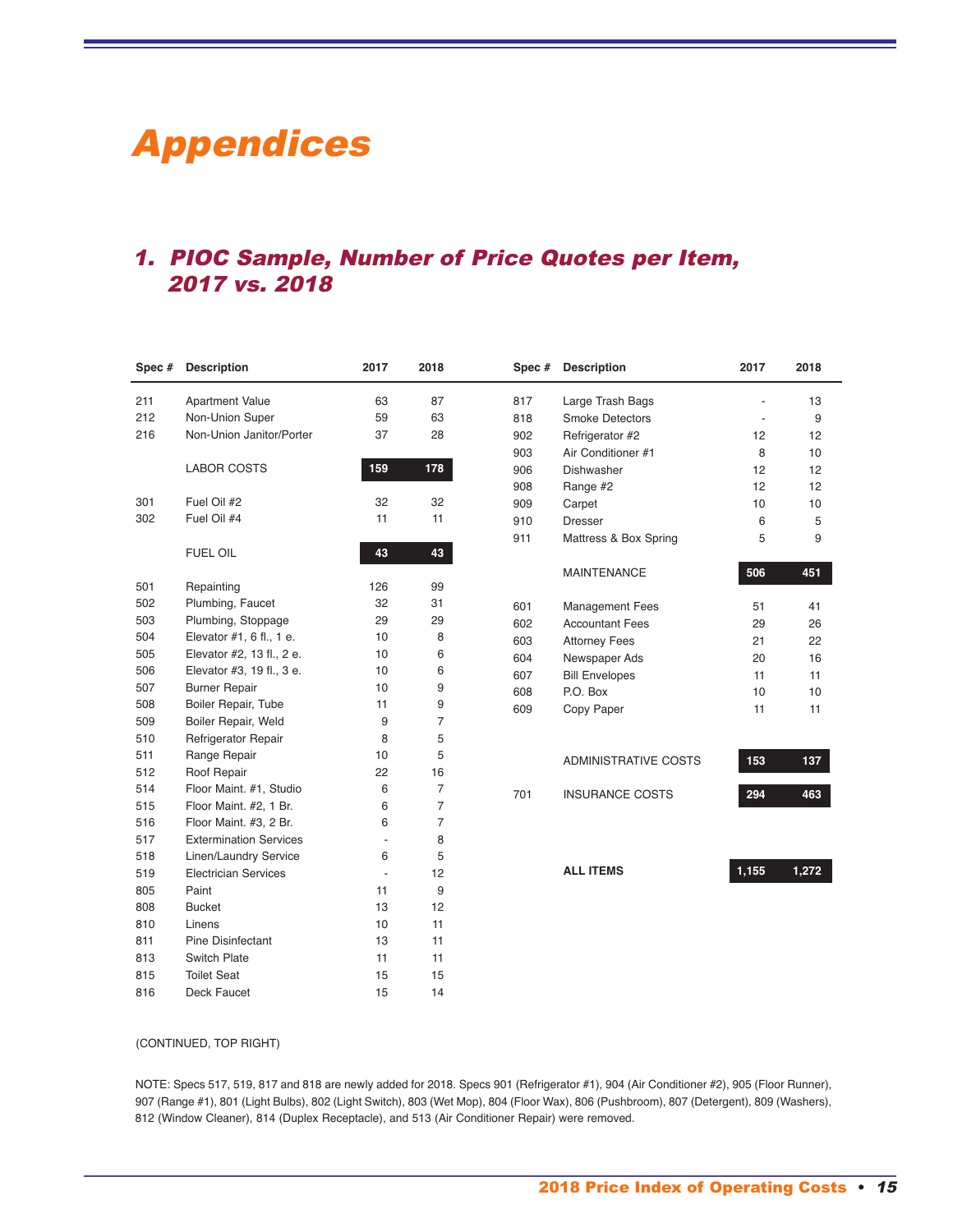# Appendices

## 1. PIOC Sample, Number of Price Quotes per Item, 2017 vs. 2018

| Spec # | Description | 2017 | 2018 |
|---|---|---|---|
| 211 | Apartment Value | 63 | 87 |
| 212 | Non-Union Super | 59 | 63 |
| 216 | Non-Union Janitor/Porter | 37 | 28 |
| | LABOR COSTS | **159** | **178** |
| 301 | Fuel Oil #2 | 32 | 32 |
| 302 | Fuel Oil #4 | 11 | 11 |
| | FUEL OIL | **43** | **43** |
| 501 | Repainting | 126 | 99 |
| 502 | Plumbing, Faucet | 32 | 31 |
| 503 | Plumbing, Stoppage | 29 | 29 |
| 504 | Elevator #1, 6 fl., 1 e. | 10 | 8 |
| 505 | Elevator #2, 13 fl., 2 e. | 10 | 6 |
| 506 | Elevator #3, 19 fl., 3 e. | 10 | 6 |
| 507 | Burner Repair | 10 | 9 |
| 508 | Boiler Repair, Tube | 11 | 9 |
| 509 | Boiler Repair, Weld | 9 | 7 |
| 510 | Refrigerator Repair | 8 | 5 |
| 511 | Range Repair | 10 | 5 |
| 512 | Roof Repair | 22 | 16 |
| 514 | Floor Maint. #1, Studio | 6 | 7 |
| 515 | Floor Maint. #2, 1 Br. | 6 | 7 |
| 516 | Floor Maint. #3, 2 Br. | 6 | 7 |
| 517 | Extermination Services | - | 8 |
| 518 | Linen/Laundry Service | 6 | 5 |
| 519 | Electrician Services | - | 12 |
| 805 | Paint | 11 | 9 |
| 808 | Bucket | 13 | 12 |
| 810 | Linens | 10 | 11 |
| 811 | Pine Disinfectant | 13 | 11 |
| 813 | Switch Plate | 11 | 11 |
| 815 | Toilet Seat | 15 | 15 |
| 816 | Deck Faucet | 15 | 14 |
| 817 | Large Trash Bags | - | 13 |
| 818 | Smoke Detectors | - | 9 |
| 902 | Refrigerator #2 | 12 | 12 |
| 903 | Air Conditioner #1 | 8 | 10 |
| 906 | Dishwasher | 12 | 12 |
| 908 | Range #2 | 12 | 12 |
| 909 | Carpet | 10 | 10 |
| 910 | Dresser | 6 | 5 |
| 911 | Mattress & Box Spring | 5 | 9 |
| | MAINTENANCE | **506** | **451** |
| 601 | Management Fees | 51 | 41 |
| 602 | Accountant Fees | 29 | 26 |
| 603 | Attorney Fees | 21 | 22 |
| 604 | Newspaper Ads | 20 | 16 |
| 607 | Bill Envelopes | 11 | 11 |
| 608 | P.O. Box | 10 | 10 |
| 609 | Copy Paper | 11 | 11 |
| | ADMINISTRATIVE COSTS | **153** | **137** |
| 701 | INSURANCE COSTS | **294** | **463** |
| | **ALL ITEMS** | **1,155** | **1,272** |

(CONTINUED, TOP RIGHT)

NOTE: Specs 517, 519, 817 and 818 are newly added for 2018. Specs 901 (Refrigerator #1), 904 (Air Conditioner #2), 905 (Floor Runner), 907 (Range #1), 801 (Light Bulbs), 802 (Light Switch), 803 (Wet Mop), 804 (Floor Wax), 806 (Pushbroom), 807 (Detergent), 809 (Washers), 812 (Window Cleaner), 814 (Duplex Receptacle), and 513 (Air Conditioner Repair) were removed.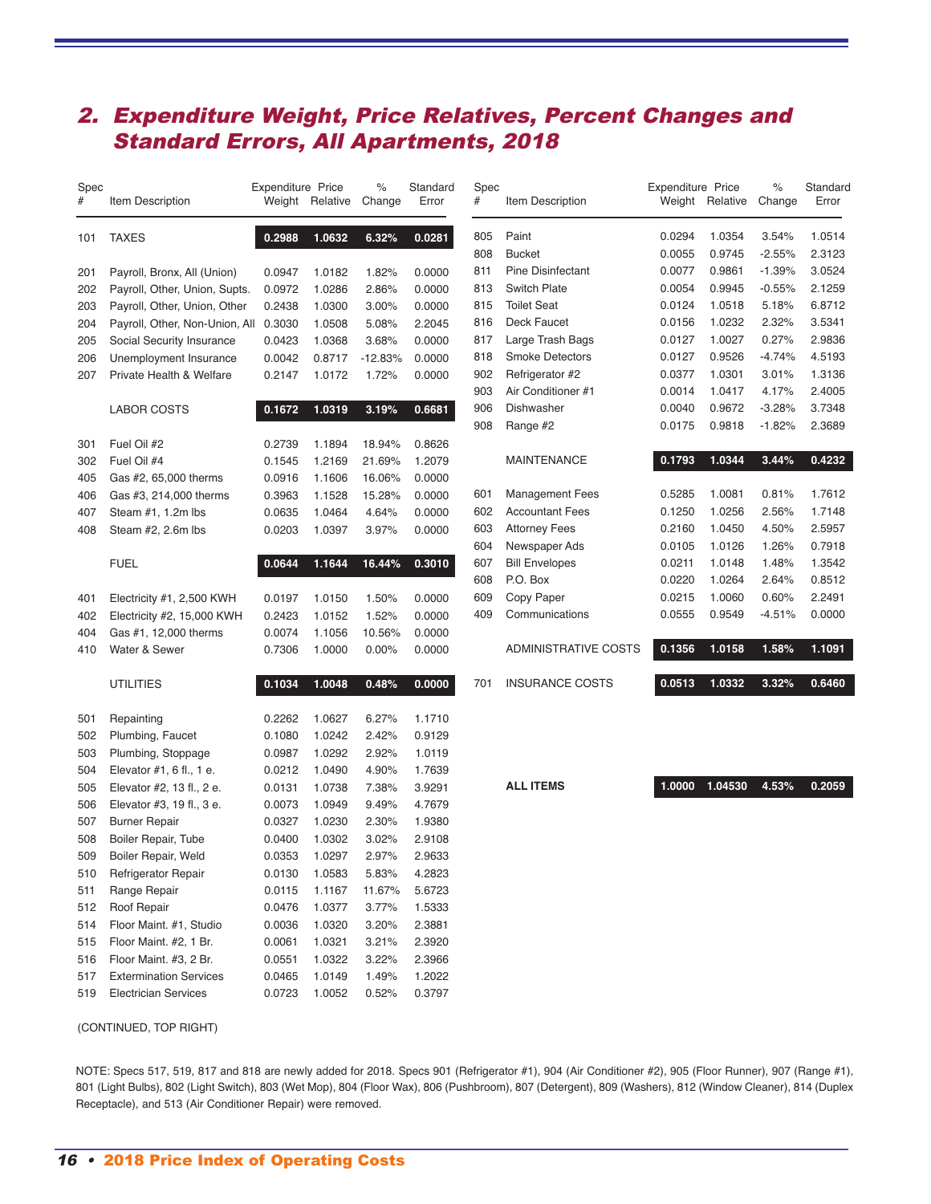## 2. Expenditure Weight, Price Relatives, Percent Changes and Standard Errors, All Apartments, 2018

| Spec # | Item Description | Expenditure Weight | Price Relative | % Change | Standard Error |
|---|---|---|---|---|---|
| 101 | **TAXES** | **0.2988** | **1.0632** | **6.32%** | **0.0281** |
| 201 | Payroll, Bronx, All (Union) | 0.0947 | 1.0182 | 1.82% | 0.0000 |
| 202 | Payroll, Other, Union, Supts. | 0.0972 | 1.0286 | 2.86% | 0.0000 |
| 203 | Payroll, Other, Union, Other | 0.2438 | 1.0300 | 3.00% | 0.0000 |
| 204 | Payroll, Other, Non-Union, All | 0.3030 | 1.0508 | 5.08% | 2.2045 |
| 205 | Social Security Insurance | 0.0423 | 1.0368 | 3.68% | 0.0000 |
| 206 | Unemployment Insurance | 0.0042 | 0.8717 | -12.83% | 0.0000 |
| 207 | Private Health & Welfare | 0.2147 | 1.0172 | 1.72% | 0.0000 |
| | **LABOR COSTS** | **0.1672** | **1.0319** | **3.19%** | **0.6681** |
| 301 | Fuel Oil #2 | 0.2739 | 1.1894 | 18.94% | 0.8626 |
| 302 | Fuel Oil #4 | 0.1545 | 1.2169 | 21.69% | 1.2079 |
| 405 | Gas #2, 65,000 therms | 0.0916 | 1.1606 | 16.06% | 0.0000 |
| 406 | Gas #3, 214,000 therms | 0.3963 | 1.1528 | 15.28% | 0.0000 |
| 407 | Steam #1, 1.2m lbs | 0.0635 | 1.0464 | 4.64% | 0.0000 |
| 408 | Steam #2, 2.6m lbs | 0.0203 | 1.0397 | 3.97% | 0.0000 |
| | **FUEL** | **0.0644** | **1.1644** | **16.44%** | **0.3010** |
| 401 | Electricity #1, 2,500 KWH | 0.0197 | 1.0150 | 1.50% | 0.0000 |
| 402 | Electricity #2, 15,000 KWH | 0.2423 | 1.0152 | 1.52% | 0.0000 |
| 404 | Gas #1, 12,000 therms | 0.0074 | 1.1056 | 10.56% | 0.0000 |
| 410 | Water & Sewer | 0.7306 | 1.0000 | 0.00% | 0.0000 |
| | **UTILITIES** | **0.1034** | **1.0048** | **0.48%** | **0.0000** |
| 501 | Repainting | 0.2262 | 1.0627 | 6.27% | 1.1710 |
| 502 | Plumbing, Faucet | 0.1080 | 1.0242 | 2.42% | 0.9129 |
| 503 | Plumbing, Stoppage | 0.0987 | 1.0292 | 2.92% | 1.0119 |
| 504 | Elevator #1, 6 fl., 1 e. | 0.0212 | 1.0490 | 4.90% | 1.7639 |
| 505 | Elevator #2, 13 fl., 2 e. | 0.0131 | 1.0738 | 7.38% | 3.9291 |
| 506 | Elevator #3, 19 fl., 3 e. | 0.0073 | 1.0949 | 9.49% | 4.7679 |
| 507 | Burner Repair | 0.0327 | 1.0230 | 2.30% | 1.9380 |
| 508 | Boiler Repair, Tube | 0.0400 | 1.0302 | 3.02% | 2.9108 |
| 509 | Boiler Repair, Weld | 0.0353 | 1.0297 | 2.97% | 2.9633 |
| 510 | Refrigerator Repair | 0.0130 | 1.0583 | 5.83% | 4.2823 |
| 511 | Range Repair | 0.0115 | 1.1167 | 11.67% | 5.6723 |
| 512 | Roof Repair | 0.0476 | 1.0377 | 3.77% | 1.5333 |
| 514 | Floor Maint. #1, Studio | 0.0036 | 1.0320 | 3.20% | 2.3881 |
| 515 | Floor Maint. #2, 1 Br. | 0.0061 | 1.0321 | 3.21% | 2.3920 |
| 516 | Floor Maint. #3, 2 Br. | 0.0551 | 1.0322 | 3.22% | 2.3966 |
| 517 | Extermination Services | 0.0465 | 1.0149 | 1.49% | 1.2022 |
| 519 | Electrician Services | 0.0723 | 1.0052 | 0.52% | 0.3797 |
| 805 | Paint | 0.0294 | 1.0354 | 3.54% | 1.0514 |
| 808 | Bucket | 0.0055 | 0.9745 | -2.55% | 2.3123 |
| 811 | Pine Disinfectant | 0.0077 | 0.9861 | -1.39% | 3.0524 |
| 813 | Switch Plate | 0.0054 | 0.9945 | -0.55% | 2.1259 |
| 815 | Toilet Seat | 0.0124 | 1.0518 | 5.18% | 6.8712 |
| 816 | Deck Faucet | 0.0156 | 1.0232 | 2.32% | 3.5341 |
| 817 | Large Trash Bags | 0.0127 | 1.0027 | 0.27% | 2.9836 |
| 818 | Smoke Detectors | 0.0127 | 0.9526 | -4.74% | 4.5193 |
| 902 | Refrigerator #2 | 0.0377 | 1.0301 | 3.01% | 1.3136 |
| 903 | Air Conditioner #1 | 0.0014 | 1.0417 | 4.17% | 2.4005 |
| 906 | Dishwasher | 0.0040 | 0.9672 | -3.28% | 3.7348 |
| 908 | Range #2 | 0.0175 | 0.9818 | -1.82% | 2.3689 |
| | **MAINTENANCE** | **0.1793** | **1.0344** | **3.44%** | **0.4232** |
| 601 | Management Fees | 0.5285 | 1.0081 | 0.81% | 1.7612 |
| 602 | Accountant Fees | 0.1250 | 1.0256 | 2.56% | 1.7148 |
| 603 | Attorney Fees | 0.2160 | 1.0450 | 4.50% | 2.5957 |
| 604 | Newspaper Ads | 0.0105 | 1.0126 | 1.26% | 0.7918 |
| 607 | Bill Envelopes | 0.0211 | 1.0148 | 1.48% | 1.3542 |
| 608 | P.O. Box | 0.0220 | 1.0264 | 2.64% | 0.8512 |
| 609 | Copy Paper | 0.0215 | 1.0060 | 0.60% | 2.2491 |
| 409 | Communications | 0.0555 | 0.9549 | -4.51% | 0.0000 |
| | **ADMINISTRATIVE COSTS** | **0.1356** | **1.0158** | **1.58%** | **1.1091** |
| 701 | **INSURANCE COSTS** | **0.0513** | **1.0332** | **3.32%** | **0.6460** |
| | **ALL ITEMS** | **1.0000** | **1.04530** | **4.53%** | **0.2059** |

NOTE: Specs 517, 519, 817 and 818 are newly added for 2018. Specs 901 (Refrigerator #1), 904 (Air Conditioner #2), 905 (Floor Runner), 907 (Range #1), 801 (Light Bulbs), 802 (Light Switch), 803 (Wet Mop), 804 (Floor Wax), 806 (Pushbroom), 807 (Detergent), 809 (Washers), 812 (Window Cleaner), 814 (Duplex Receptacle), and 513 (Air Conditioner Repair) were removed.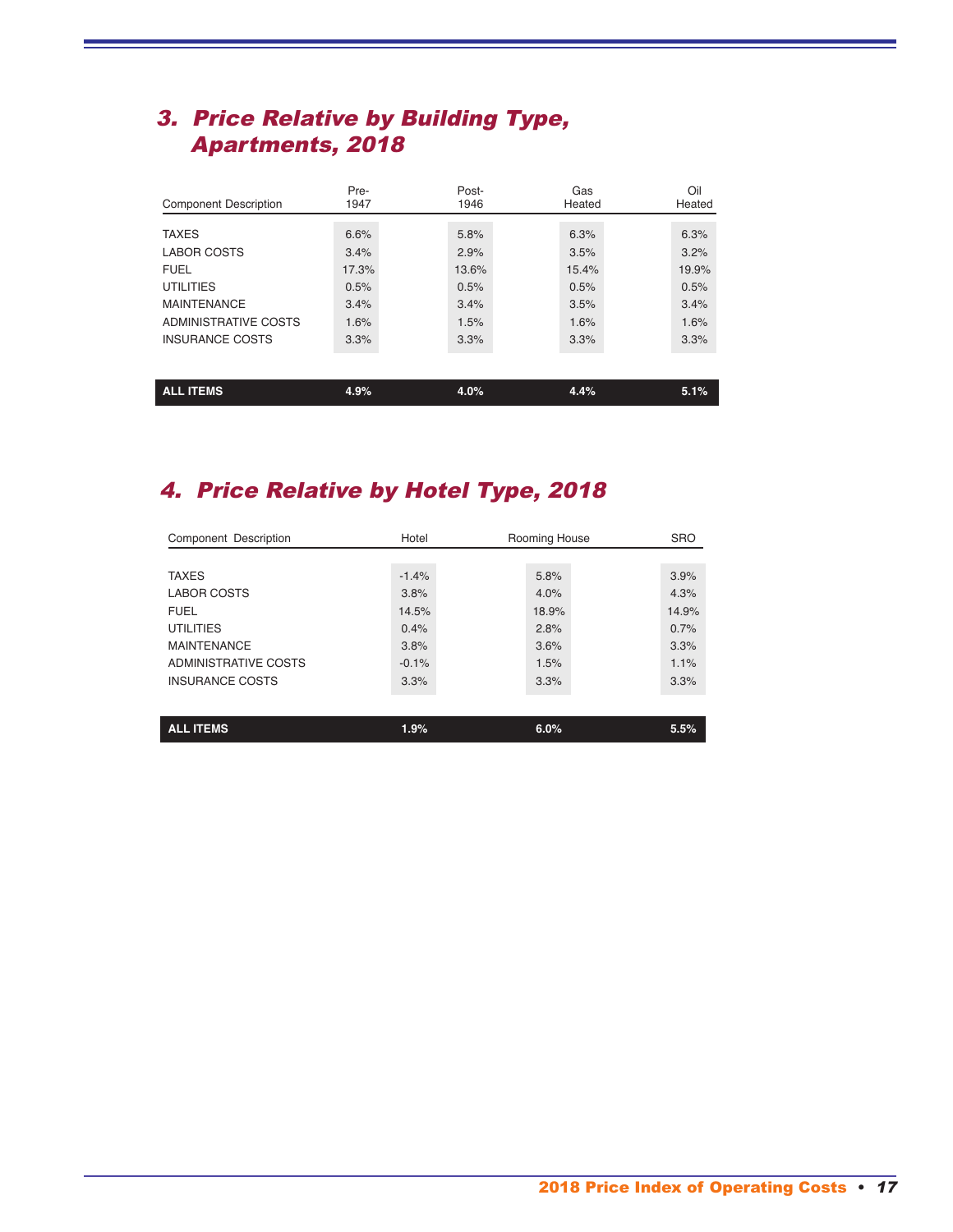## *3. Price Relative by Building Type, Apartments, 2018*

| Component Description | Pre-1947 | Post-1946 | Gas Heated | Oil Heated |
|---|---|---|---|---|
| TAXES | 6.6% | 5.8% | 6.3% | 6.3% |
| LABOR COSTS | 3.4% | 2.9% | 3.5% | 3.2% |
| FUEL | 17.3% | 13.6% | 15.4% | 19.9% |
| UTILITIES | 0.5% | 0.5% | 0.5% | 0.5% |
| MAINTENANCE | 3.4% | 3.4% | 3.5% | 3.4% |
| ADMINISTRATIVE COSTS | 1.6% | 1.5% | 1.6% | 1.6% |
| INSURANCE COSTS | 3.3% | 3.3% | 3.3% | 3.3% |
| **ALL ITEMS** | **4.9%** | **4.0%** | **4.4%** | **5.1%** |

## *4. Price Relative by Hotel Type, 2018*

| Component Description | Hotel | Rooming House | SRO |
|---|---|---|---|
| TAXES | -1.4% | 5.8% | 3.9% |
| LABOR COSTS | 3.8% | 4.0% | 4.3% |
| FUEL | 14.5% | 18.9% | 14.9% |
| UTILITIES | 0.4% | 2.8% | 0.7% |
| MAINTENANCE | 3.8% | 3.6% | 3.3% |
| ADMINISTRATIVE COSTS | -0.1% | 1.5% | 1.1% |
| INSURANCE COSTS | 3.3% | 3.3% | 3.3% |
| **ALL ITEMS** | **1.9%** | **6.0%** | **5.5%** |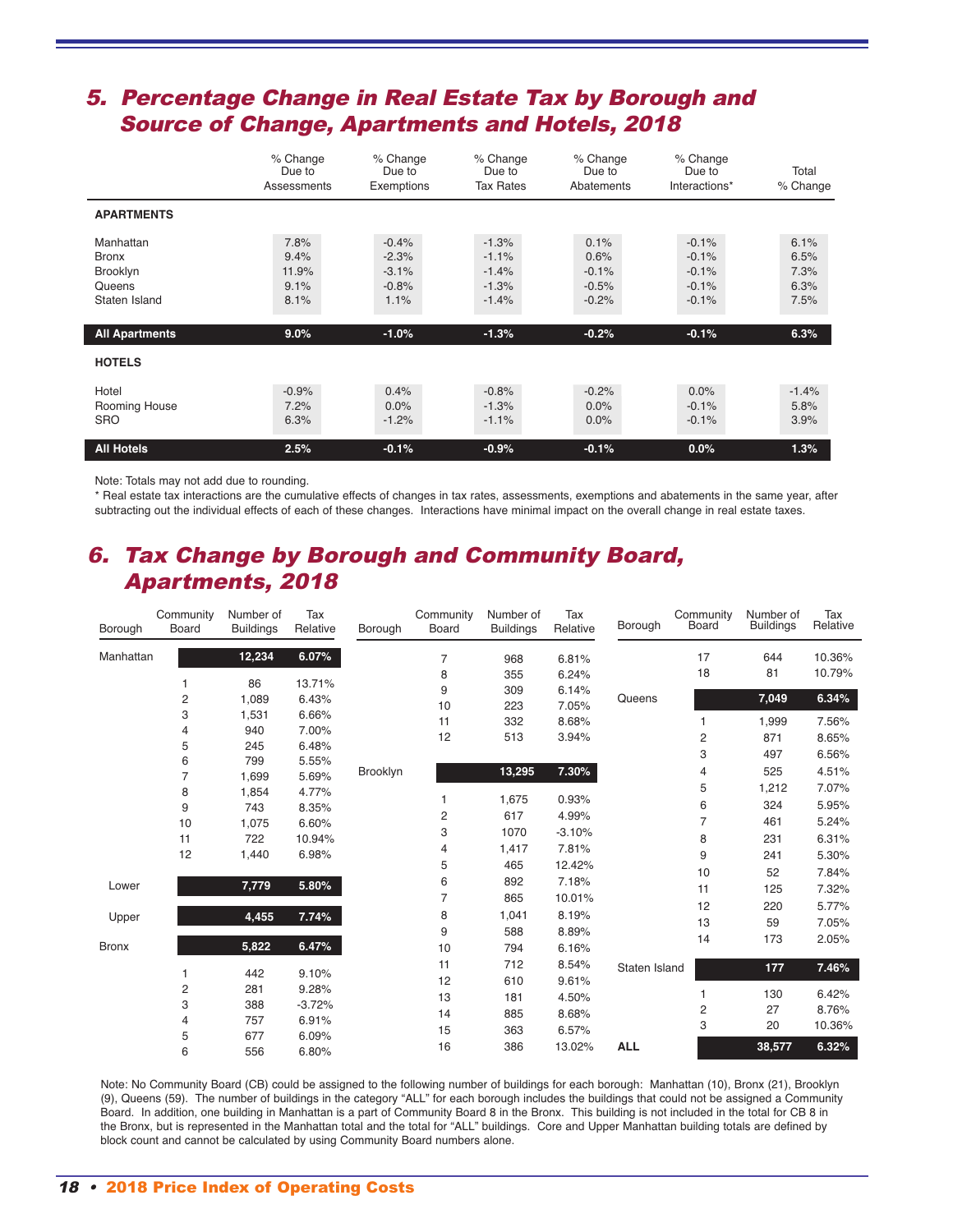## 5. Percentage Change in Real Estate Tax by Borough and Source of Change, Apartments and Hotels, 2018

| | % Change Due to Assessments | % Change Due to Exemptions | % Change Due to Tax Rates | % Change Due to Abatements | % Change Due to Interactions* | Total % Change |
|---|---|---|---|---|---|---|
| **APARTMENTS** | | | | | | |
| Manhattan | 7.8% | -0.4% | -1.3% | 0.1% | -0.1% | 6.1% |
| Bronx | 9.4% | -2.3% | -1.1% | 0.6% | -0.1% | 6.5% |
| Brooklyn | 11.9% | -3.1% | -1.4% | -0.1% | -0.1% | 7.3% |
| Queens | 9.1% | -0.8% | -1.3% | -0.5% | -0.1% | 6.3% |
| Staten Island | 8.1% | 1.1% | -1.4% | -0.2% | -0.1% | 7.5% |
| **All Apartments** | **9.0%** | **-1.0%** | **-1.3%** | **-0.2%** | **-0.1%** | **6.3%** |
| **HOTELS** | | | | | | |
| Hotel | -0.9% | 0.4% | -0.8% | -0.2% | 0.0% | -1.4% |
| Rooming House | 7.2% | 0.0% | -1.3% | 0.0% | -0.1% | 5.8% |
| SRO | 6.3% | -1.2% | -1.1% | 0.0% | -0.1% | 3.9% |
| **All Hotels** | **2.5%** | **-0.1%** | **-0.9%** | **-0.1%** | **0.0%** | **1.3%** |

Note: Totals may not add due to rounding.

* Real estate tax interactions are the cumulative effects of changes in tax rates, assessments, exemptions and abatements in the same year, after subtracting out the individual effects of each of these changes. Interactions have minimal impact on the overall change in real estate taxes.

## 6. Tax Change by Borough and Community Board, Apartments, 2018

| Borough | Community Board | Number of Buildings | Tax Relative |
|---|---|---|---|
| **Manhattan** | | **12,234** | **6.07%** |
| | 1 | 86 | 13.71% |
| | 2 | 1,089 | 6.43% |
| | 3 | 1,531 | 6.66% |
| | 4 | 940 | 7.00% |
| | 5 | 245 | 6.48% |
| | 6 | 799 | 5.55% |
| | 7 | 1,699 | 5.69% |
| | 8 | 1,854 | 4.77% |
| | 9 | 743 | 8.35% |
| | 10 | 1,075 | 6.60% |
| | 11 | 722 | 10.94% |
| | 12 | 1,440 | 6.98% |
| **Lower** | | **7,779** | **5.80%** |
| **Upper** | | **4,455** | **7.74%** |
| **Bronx** | | **5,822** | **6.47%** |
| | 1 | 442 | 9.10% |
| | 2 | 281 | 9.28% |
| | 3 | 388 | -3.72% |
| | 4 | 757 | 6.91% |
| | 5 | 677 | 6.09% |
| | 6 | 556 | 6.80% |
| | 7 | 968 | 6.81% |
| | 8 | 355 | 6.24% |
| | 9 | 309 | 6.14% |
| | 10 | 223 | 7.05% |
| | 11 | 332 | 8.68% |
| | 12 | 513 | 3.94% |
| **Brooklyn** | | **13,295** | **7.30%** |
| | 1 | 1,675 | 0.93% |
| | 2 | 617 | 4.99% |
| | 3 | 1070 | -3.10% |
| | 4 | 1,417 | 7.81% |
| | 5 | 465 | 12.42% |
| | 6 | 892 | 7.18% |
| | 7 | 865 | 10.01% |
| | 8 | 1,041 | 8.19% |
| | 9 | 588 | 8.89% |
| | 10 | 794 | 6.16% |
| | 11 | 712 | 8.54% |
| | 12 | 610 | 9.61% |
| | 13 | 181 | 4.50% |
| | 14 | 885 | 8.68% |
| | 15 | 363 | 6.57% |
| | 16 | 386 | 13.02% |
| | 17 | 644 | 10.36% |
| | 18 | 81 | 10.79% |
| **Queens** | | **7,049** | **6.34%** |
| | 1 | 1,999 | 7.56% |
| | 2 | 871 | 8.65% |
| | 3 | 497 | 6.56% |
| | 4 | 525 | 4.51% |
| | 5 | 1,212 | 7.07% |
| | 6 | 324 | 5.95% |
| | 7 | 461 | 5.24% |
| | 8 | 231 | 6.31% |
| | 9 | 241 | 5.30% |
| | 10 | 52 | 7.84% |
| | 11 | 125 | 7.32% |
| | 12 | 220 | 5.77% |
| | 13 | 59 | 7.05% |
| | 14 | 173 | 2.05% |
| **Staten Island** | | **177** | **7.46%** |
| | 1 | 130 | 6.42% |
| | 2 | 27 | 8.76% |
| | 3 | 20 | 10.36% |
| **ALL** | | **38,577** | **6.32%** |

Note: No Community Board (CB) could be assigned to the following number of buildings for each borough: Manhattan (10), Bronx (21), Brooklyn (9), Queens (59). The number of buildings in the category "ALL" for each borough includes the buildings that could not be assigned a Community Board. In addition, one building in Manhattan is a part of Community Board 8 in the Bronx. This building is not included in the total for CB 8 in the Bronx, but is represented in the Manhattan total and the total for "ALL" buildings. Core and Upper Manhattan building totals are defined by block count and cannot be calculated by using Community Board numbers alone.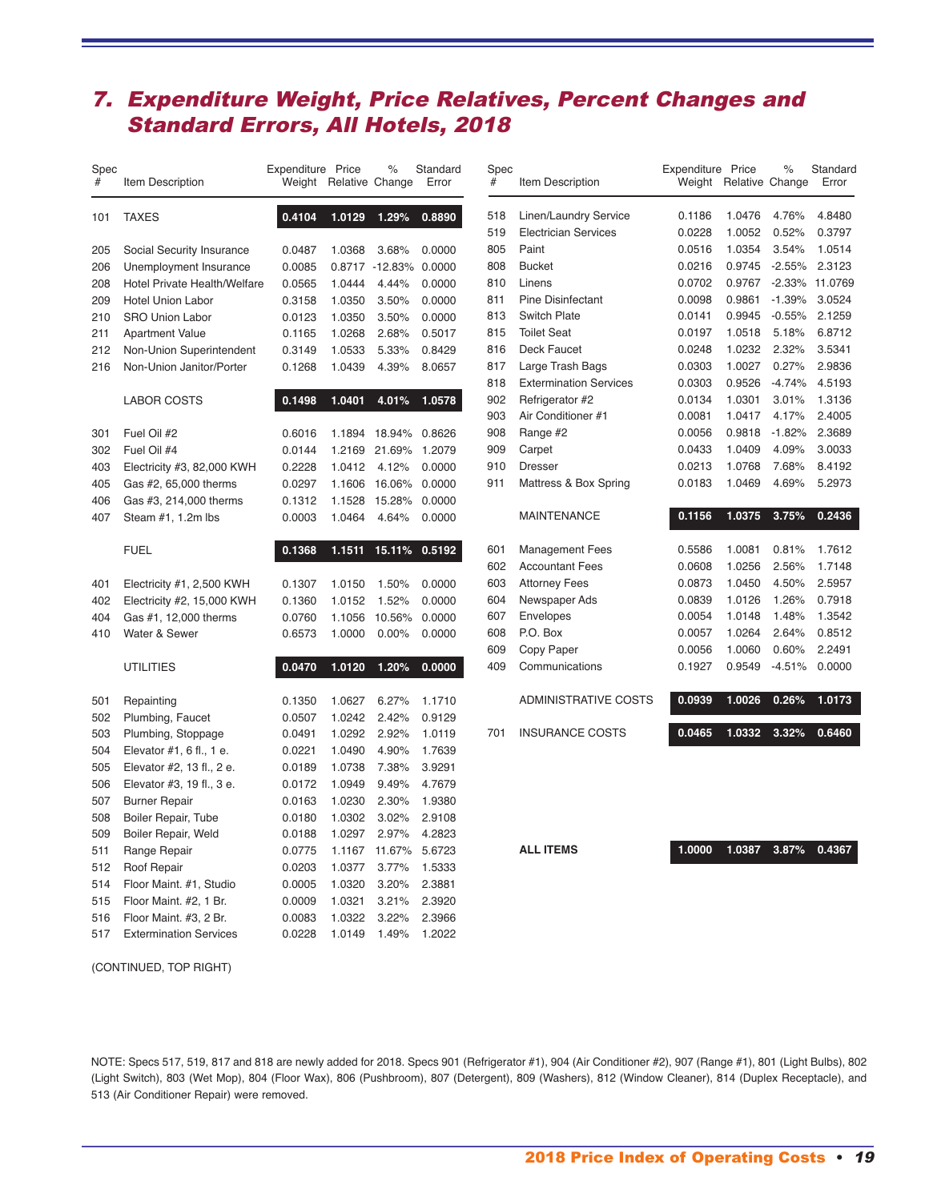# 7. Expenditure Weight, Price Relatives, Percent Changes and Standard Errors, All Hotels, 2018

| Spec # | Item Description | Expenditure Weight | Price Relative | % Change | Standard Error |
|---|---|---|---|---|---|
| 101 | TAXES | **0.4104** | **1.0129** | **1.29%** | **0.8890** |
| 205 | Social Security Insurance | 0.0487 | 1.0368 | 3.68% | 0.0000 |
| 206 | Unemployment Insurance | 0.0085 | 0.8717 | -12.83% | 0.0000 |
| 208 | Hotel Private Health/Welfare | 0.0565 | 1.0444 | 4.44% | 0.0000 |
| 209 | Hotel Union Labor | 0.3158 | 1.0350 | 3.50% | 0.0000 |
| 210 | SRO Union Labor | 0.0123 | 1.0350 | 3.50% | 0.0000 |
| 211 | Apartment Value | 0.1165 | 1.0268 | 2.68% | 0.5017 |
| 212 | Non-Union Superintendent | 0.3149 | 1.0533 | 5.33% | 0.8429 |
| 216 | Non-Union Janitor/Porter | 0.1268 | 1.0439 | 4.39% | 8.0657 |
| | LABOR COSTS | **0.1498** | **1.0401** | **4.01%** | **1.0578** |
| 301 | Fuel Oil #2 | 0.6016 | 1.1894 | 18.94% | 0.8626 |
| 302 | Fuel Oil #4 | 0.0144 | 1.2169 | 21.69% | 1.2079 |
| 403 | Electricity #3, 82,000 KWH | 0.2228 | 1.0412 | 4.12% | 0.0000 |
| 405 | Gas #2, 65,000 therms | 0.0297 | 1.1606 | 16.06% | 0.0000 |
| 406 | Gas #3, 214,000 therms | 0.1312 | 1.1528 | 15.28% | 0.0000 |
| 407 | Steam #1, 1.2m lbs | 0.0003 | 1.0464 | 4.64% | 0.0000 |
| | FUEL | **0.1368** | **1.1511** | **15.11%** | **0.5192** |
| 401 | Electricity #1, 2,500 KWH | 0.1307 | 1.0150 | 1.50% | 0.0000 |
| 402 | Electricity #2, 15,000 KWH | 0.1360 | 1.0152 | 1.52% | 0.0000 |
| 404 | Gas #1, 12,000 therms | 0.0760 | 1.1056 | 10.56% | 0.0000 |
| 410 | Water & Sewer | 0.6573 | 1.0000 | 0.00% | 0.0000 |
| | UTILITIES | **0.0470** | **1.0120** | **1.20%** | **0.0000** |
| 501 | Repainting | 0.1350 | 1.0627 | 6.27% | 1.1710 |
| 502 | Plumbing, Faucet | 0.0507 | 1.0242 | 2.42% | 0.9129 |
| 503 | Plumbing, Stoppage | 0.0491 | 1.0292 | 2.92% | 1.0119 |
| 504 | Elevator #1, 6 fl., 1 e. | 0.0221 | 1.0490 | 4.90% | 1.7639 |
| 505 | Elevator #2, 13 fl., 2 e. | 0.0189 | 1.0738 | 7.38% | 3.9291 |
| 506 | Elevator #3, 19 fl., 3 e. | 0.0172 | 1.0949 | 9.49% | 4.7679 |
| 507 | Burner Repair | 0.0163 | 1.0230 | 2.30% | 1.9380 |
| 508 | Boiler Repair, Tube | 0.0180 | 1.0302 | 3.02% | 2.9108 |
| 509 | Boiler Repair, Weld | 0.0188 | 1.0297 | 2.97% | 4.2823 |
| 511 | Range Repair | 0.0775 | 1.1167 | 11.67% | 5.6723 |
| 512 | Roof Repair | 0.0203 | 1.0377 | 3.77% | 1.5333 |
| 514 | Floor Maint. #1, Studio | 0.0005 | 1.0320 | 3.20% | 2.3881 |
| 515 | Floor Maint. #2, 1 Br. | 0.0009 | 1.0321 | 3.21% | 2.3920 |
| 516 | Floor Maint. #3, 2 Br. | 0.0083 | 1.0322 | 3.22% | 2.3966 |
| 517 | Extermination Services | 0.0228 | 1.0149 | 1.49% | 1.2022 |
| 518 | Linen/Laundry Service | 0.1186 | 1.0476 | 4.76% | 4.8480 |
| 519 | Electrician Services | 0.0228 | 1.0052 | 0.52% | 0.3797 |
| 805 | Paint | 0.0516 | 1.0354 | 3.54% | 1.0514 |
| 808 | Bucket | 0.0216 | 0.9745 | -2.55% | 2.3123 |
| 810 | Linens | 0.0702 | 0.9767 | -2.33% | 11.0769 |
| 811 | Pine Disinfectant | 0.0098 | 0.9861 | -1.39% | 3.0524 |
| 813 | Switch Plate | 0.0141 | 0.9945 | -0.55% | 2.1259 |
| 815 | Toilet Seat | 0.0197 | 1.0518 | 5.18% | 6.8712 |
| 816 | Deck Faucet | 0.0248 | 1.0232 | 2.32% | 3.5341 |
| 817 | Large Trash Bags | 0.0303 | 1.0027 | 0.27% | 2.9836 |
| 818 | Extermination Services | 0.0303 | 0.9526 | -4.74% | 4.5193 |
| 902 | Refrigerator #2 | 0.0134 | 1.0301 | 3.01% | 1.3136 |
| 903 | Air Conditioner #1 | 0.0081 | 1.0417 | 4.17% | 2.4005 |
| 908 | Range #2 | 0.0056 | 0.9818 | -1.82% | 2.3689 |
| 909 | Carpet | 0.0433 | 1.0409 | 4.09% | 3.0033 |
| 910 | Dresser | 0.0213 | 1.0768 | 7.68% | 8.4192 |
| 911 | Mattress & Box Spring | 0.0183 | 1.0469 | 4.69% | 5.2973 |
| | MAINTENANCE | **0.1156** | **1.0375** | **3.75%** | **0.2436** |
| 601 | Management Fees | 0.5586 | 1.0081 | 0.81% | 1.7612 |
| 602 | Accountant Fees | 0.0608 | 1.0256 | 2.56% | 1.7148 |
| 603 | Attorney Fees | 0.0873 | 1.0450 | 4.50% | 2.5957 |
| 604 | Newspaper Ads | 0.0839 | 1.0126 | 1.26% | 0.7918 |
| 607 | Envelopes | 0.0054 | 1.0148 | 1.48% | 1.3542 |
| 608 | P.O. Box | 0.0057 | 1.0264 | 2.64% | 0.8512 |
| 609 | Copy Paper | 0.0056 | 1.0060 | 0.60% | 2.2491 |
| 409 | Communications | 0.1927 | 0.9549 | -4.51% | 0.0000 |
| | ADMINISTRATIVE COSTS | **0.0939** | **1.0026** | **0.26%** | **1.0173** |
| 701 | INSURANCE COSTS | **0.0465** | **1.0332** | **3.32%** | **0.6460** |
| | **ALL ITEMS** | **1.0000** | **1.0387** | **3.87%** | **0.4367** |

(CONTINUED, TOP RIGHT)

NOTE: Specs 517, 519, 817 and 818 are newly added for 2018. Specs 901 (Refrigerator #1), 904 (Air Conditioner #2), 907 (Range #1), 801 (Light Bulbs), 802 (Light Switch), 803 (Wet Mop), 804 (Floor Wax), 806 (Pushbroom), 807 (Detergent), 809 (Washers), 812 (Window Cleaner), 814 (Duplex Receptacle), and 513 (Air Conditioner Repair) were removed.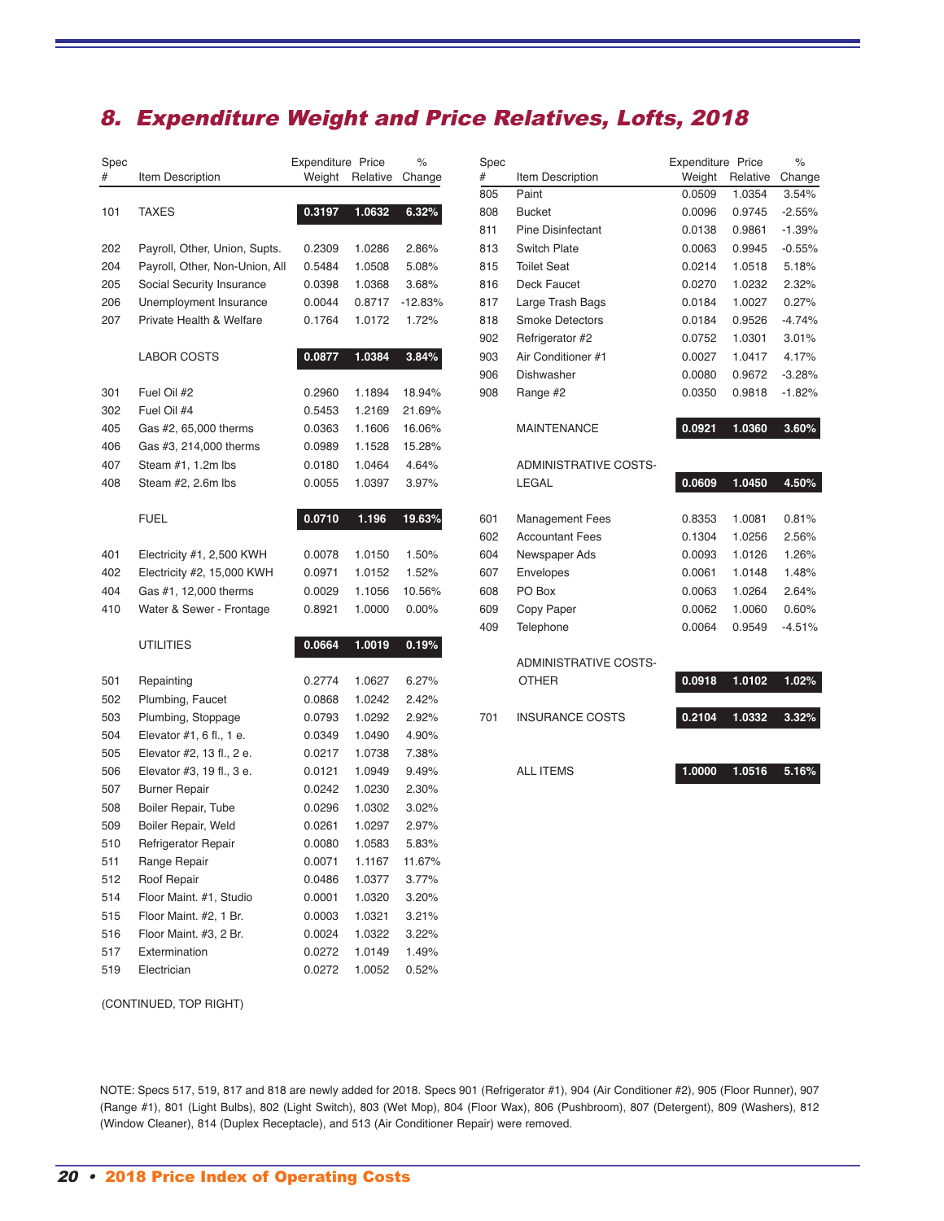## 8. Expenditure Weight and Price Relatives, Lofts, 2018

| Spec # | Item Description | Expenditure Weight | Price Relative | % Change |
|---|---|---|---|---|
| 101 | TAXES | **0.3197** | **1.0632** | **6.32%** |
| 202 | Payroll, Other, Union, Supts. | 0.2309 | 1.0286 | 2.86% |
| 204 | Payroll, Other, Non-Union, All | 0.5484 | 1.0508 | 5.08% |
| 205 | Social Security Insurance | 0.0398 | 1.0368 | 3.68% |
| 206 | Unemployment Insurance | 0.0044 | 0.8717 | -12.83% |
| 207 | Private Health & Welfare | 0.1764 | 1.0172 | 1.72% |
| | LABOR COSTS | **0.0877** | **1.0384** | **3.84%** |
| 301 | Fuel Oil #2 | 0.2960 | 1.1894 | 18.94% |
| 302 | Fuel Oil #4 | 0.5453 | 1.2169 | 21.69% |
| 405 | Gas #2, 65,000 therms | 0.0363 | 1.1606 | 16.06% |
| 406 | Gas #3, 214,000 therms | 0.0989 | 1.1528 | 15.28% |
| 407 | Steam #1, 1.2m lbs | 0.0180 | 1.0464 | 4.64% |
| 408 | Steam #2, 2.6m lbs | 0.0055 | 1.0397 | 3.97% |
| | FUEL | **0.0710** | **1.196** | **19.63%** |
| 401 | Electricity #1, 2,500 KWH | 0.0078 | 1.0150 | 1.50% |
| 402 | Electricity #2, 15,000 KWH | 0.0971 | 1.0152 | 1.52% |
| 404 | Gas #1, 12,000 therms | 0.0029 | 1.1056 | 10.56% |
| 410 | Water & Sewer - Frontage | 0.8921 | 1.0000 | 0.00% |
| | UTILITIES | **0.0664** | **1.0019** | **0.19%** |
| 501 | Repainting | 0.2774 | 1.0627 | 6.27% |
| 502 | Plumbing, Faucet | 0.0868 | 1.0242 | 2.42% |
| 503 | Plumbing, Stoppage | 0.0793 | 1.0292 | 2.92% |
| 504 | Elevator #1, 6 fl., 1 e. | 0.0349 | 1.0490 | 4.90% |
| 505 | Elevator #2, 13 fl., 2 e. | 0.0217 | 1.0738 | 7.38% |
| 506 | Elevator #3, 19 fl., 3 e. | 0.0121 | 1.0949 | 9.49% |
| 507 | Burner Repair | 0.0242 | 1.0230 | 2.30% |
| 508 | Boiler Repair, Tube | 0.0296 | 1.0302 | 3.02% |
| 509 | Boiler Repair, Weld | 0.0261 | 1.0297 | 2.97% |
| 510 | Refrigerator Repair | 0.0080 | 1.0583 | 5.83% |
| 511 | Range Repair | 0.0071 | 1.1167 | 11.67% |
| 512 | Roof Repair | 0.0486 | 1.0377 | 3.77% |
| 514 | Floor Maint. #1, Studio | 0.0001 | 1.0320 | 3.20% |
| 515 | Floor Maint. #2, 1 Br. | 0.0003 | 1.0321 | 3.21% |
| 516 | Floor Maint. #3, 2 Br. | 0.0024 | 1.0322 | 3.22% |
| 517 | Extermination | 0.0272 | 1.0149 | 1.49% |
| 519 | Electrician | 0.0272 | 1.0052 | 0.52% |
| 805 | Paint | 0.0509 | 1.0354 | 3.54% |
| 808 | Bucket | 0.0096 | 0.9745 | -2.55% |
| 811 | Pine Disinfectant | 0.0138 | 0.9861 | -1.39% |
| 813 | Switch Plate | 0.0063 | 0.9945 | -0.55% |
| 815 | Toilet Seat | 0.0214 | 1.0518 | 5.18% |
| 816 | Deck Faucet | 0.0270 | 1.0232 | 2.32% |
| 817 | Large Trash Bags | 0.0184 | 1.0027 | 0.27% |
| 818 | Smoke Detectors | 0.0184 | 0.9526 | -4.74% |
| 902 | Refrigerator #2 | 0.0752 | 1.0301 | 3.01% |
| 903 | Air Conditioner #1 | 0.0027 | 1.0417 | 4.17% |
| 906 | Dishwasher | 0.0080 | 0.9672 | -3.28% |
| 908 | Range #2 | 0.0350 | 0.9818 | -1.82% |
| | MAINTENANCE | **0.0921** | **1.0360** | **3.60%** |
| | ADMINISTRATIVE COSTS-LEGAL | **0.0609** | **1.0450** | **4.50%** |
| 601 | Management Fees | 0.8353 | 1.0081 | 0.81% |
| 602 | Accountant Fees | 0.1304 | 1.0256 | 2.56% |
| 604 | Newspaper Ads | 0.0093 | 1.0126 | 1.26% |
| 607 | Envelopes | 0.0061 | 1.0148 | 1.48% |
| 608 | PO Box | 0.0063 | 1.0264 | 2.64% |
| 609 | Copy Paper | 0.0062 | 1.0060 | 0.60% |
| 409 | Telephone | 0.0064 | 0.9549 | -4.51% |
| | ADMINISTRATIVE COSTS-OTHER | **0.0918** | **1.0102** | **1.02%** |
| 701 | INSURANCE COSTS | **0.2104** | **1.0332** | **3.32%** |
| | ALL ITEMS | **1.0000** | **1.0516** | **5.16%** |

NOTE: Specs 517, 519, 817 and 818 are newly added for 2018. Specs 901 (Refrigerator #1), 904 (Air Conditioner #2), 905 (Floor Runner), 907 (Range #1), 801 (Light Bulbs), 802 (Light Switch), 803 (Wet Mop), 804 (Floor Wax), 806 (Pushbroom), 807 (Detergent), 809 (Washers), 812 (Window Cleaner), 814 (Duplex Receptacle), and 513 (Air Conditioner Repair) were removed.